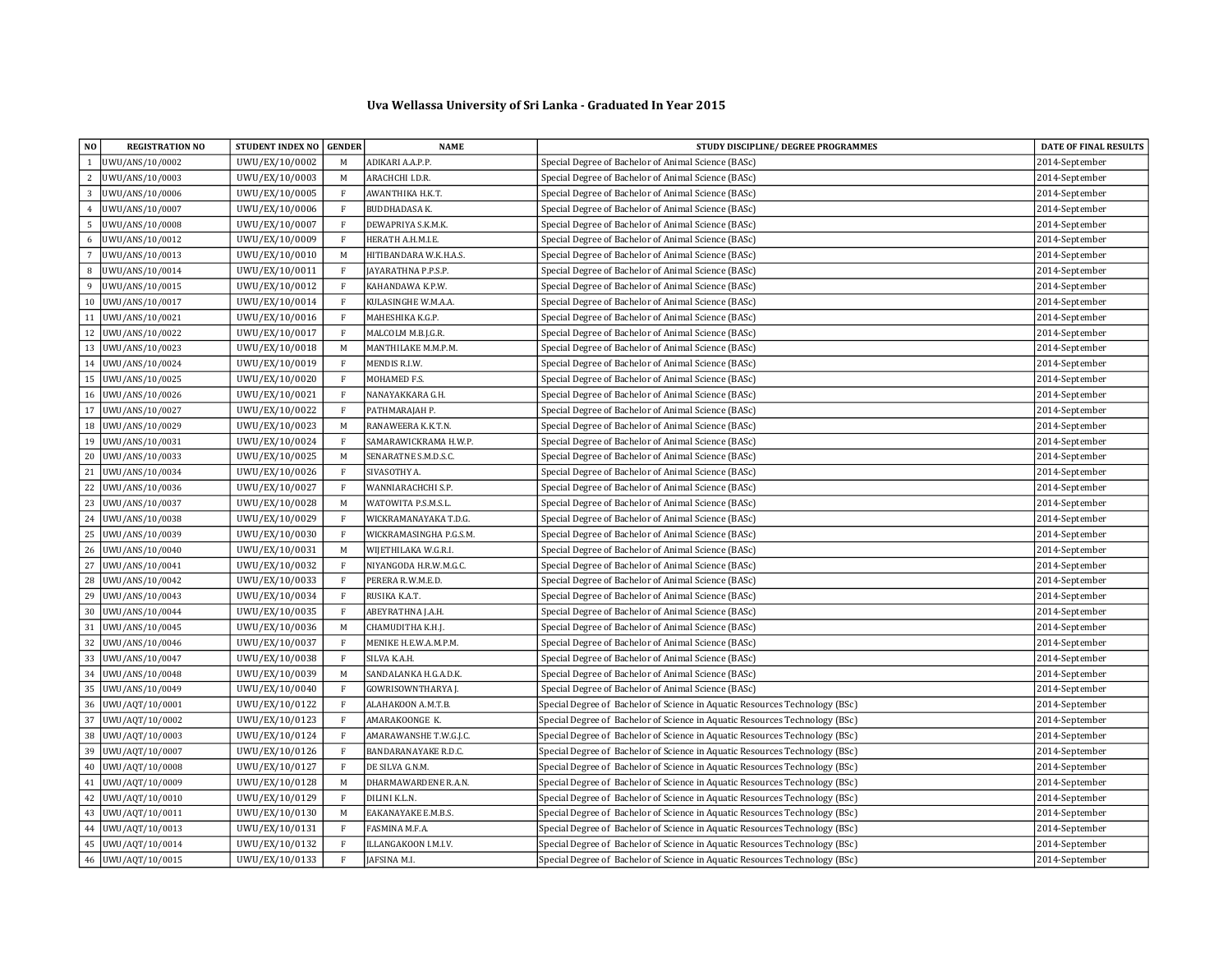# Uva Wellassa University of Sri Lanka - Graduated In Year 2015

| NO | REGISTRATION NO | STUDENT INDEX NO | GENDER | NAME | STUDY DISCIPLINE/ DEGREE PROGRAMMES | DATE OF FINAL RESULTS |
|---|---|---|---|---|---|---|
| 1 | UWU/ANS/10/0002 | UWU/EX/10/0002 | M | ADIKARI A.A.P.P. | Special Degree of Bachelor of Animal Science (BASc) | 2014-September |
| 2 | UWU/ANS/10/0003 | UWU/EX/10/0003 | M | ARACHCHI I.D.R. | Special Degree of Bachelor of Animal Science (BASc) | 2014-September |
| 3 | UWU/ANS/10/0006 | UWU/EX/10/0005 | F | AWANTHIKA H.K.T. | Special Degree of Bachelor of Animal Science (BASc) | 2014-September |
| 4 | UWU/ANS/10/0007 | UWU/EX/10/0006 | F | BUDDHADASA K. | Special Degree of Bachelor of Animal Science (BASc) | 2014-September |
| 5 | UWU/ANS/10/0008 | UWU/EX/10/0007 | F | DEWAPRIYA S.K.M.K. | Special Degree of Bachelor of Animal Science (BASc) | 2014-September |
| 6 | UWU/ANS/10/0012 | UWU/EX/10/0009 | F | HERATH A.H.M.I.E. | Special Degree of Bachelor of Animal Science (BASc) | 2014-September |
| 7 | UWU/ANS/10/0013 | UWU/EX/10/0010 | M | HITIBANDARA W.K.H.A.S. | Special Degree of Bachelor of Animal Science (BASc) | 2014-September |
| 8 | UWU/ANS/10/0014 | UWU/EX/10/0011 | F | JAYARATHNA P.P.S.P. | Special Degree of Bachelor of Animal Science (BASc) | 2014-September |
| 9 | UWU/ANS/10/0015 | UWU/EX/10/0012 | F | KAHANDAWA K.P.W. | Special Degree of Bachelor of Animal Science (BASc) | 2014-September |
| 10 | UWU/ANS/10/0017 | UWU/EX/10/0014 | F | KULASINGHE W.M.A.A. | Special Degree of Bachelor of Animal Science (BASc) | 2014-September |
| 11 | UWU/ANS/10/0021 | UWU/EX/10/0016 | F | MAHESHIKA K.G.P. | Special Degree of Bachelor of Animal Science (BASc) | 2014-September |
| 12 | UWU/ANS/10/0022 | UWU/EX/10/0017 | F | MALCOLM M.B.J.G.R. | Special Degree of Bachelor of Animal Science (BASc) | 2014-September |
| 13 | UWU/ANS/10/0023 | UWU/EX/10/0018 | M | MANTHILAKE M.M.P.M. | Special Degree of Bachelor of Animal Science (BASc) | 2014-September |
| 14 | UWU/ANS/10/0024 | UWU/EX/10/0019 | F | MENDIS R.I.W. | Special Degree of Bachelor of Animal Science (BASc) | 2014-September |
| 15 | UWU/ANS/10/0025 | UWU/EX/10/0020 | F | MOHAMED F.S. | Special Degree of Bachelor of Animal Science (BASc) | 2014-September |
| 16 | UWU/ANS/10/0026 | UWU/EX/10/0021 | F | NANAYAKKARA G.H. | Special Degree of Bachelor of Animal Science (BASc) | 2014-September |
| 17 | UWU/ANS/10/0027 | UWU/EX/10/0022 | F | PATHMARAJAH P. | Special Degree of Bachelor of Animal Science (BASc) | 2014-September |
| 18 | UWU/ANS/10/0029 | UWU/EX/10/0023 | M | RANAWEERA K.K.T.N. | Special Degree of Bachelor of Animal Science (BASc) | 2014-September |
| 19 | UWU/ANS/10/0031 | UWU/EX/10/0024 | F | SAMARAWICKRAMA H.W.P. | Special Degree of Bachelor of Animal Science (BASc) | 2014-September |
| 20 | UWU/ANS/10/0033 | UWU/EX/10/0025 | M | SENARATNE S.M.D.S.C. | Special Degree of Bachelor of Animal Science (BASc) | 2014-September |
| 21 | UWU/ANS/10/0034 | UWU/EX/10/0026 | F | SIVASOTHY A. | Special Degree of Bachelor of Animal Science (BASc) | 2014-September |
| 22 | UWU/ANS/10/0036 | UWU/EX/10/0027 | F | WANNIARACHCHI S.P. | Special Degree of Bachelor of Animal Science (BASc) | 2014-September |
| 23 | UWU/ANS/10/0037 | UWU/EX/10/0028 | M | WATOWITA P.S.M.S.L. | Special Degree of Bachelor of Animal Science (BASc) | 2014-September |
| 24 | UWU/ANS/10/0038 | UWU/EX/10/0029 | F | WICKRAMANAYAKA T.D.G. | Special Degree of Bachelor of Animal Science (BASc) | 2014-September |
| 25 | UWU/ANS/10/0039 | UWU/EX/10/0030 | F | WICKRAMASINGHA P.G.S.M. | Special Degree of Bachelor of Animal Science (BASc) | 2014-September |
| 26 | UWU/ANS/10/0040 | UWU/EX/10/0031 | M | WIJETHILAKA W.G.R.I. | Special Degree of Bachelor of Animal Science (BASc) | 2014-September |
| 27 | UWU/ANS/10/0041 | UWU/EX/10/0032 | F | NIYANGODA H.R.W.M.G.C. | Special Degree of Bachelor of Animal Science (BASc) | 2014-September |
| 28 | UWU/ANS/10/0042 | UWU/EX/10/0033 | F | PERERA R.W.M.E.D. | Special Degree of Bachelor of Animal Science (BASc) | 2014-September |
| 29 | UWU/ANS/10/0043 | UWU/EX/10/0034 | F | RUSIKA K.A.T. | Special Degree of Bachelor of Animal Science (BASc) | 2014-September |
| 30 | UWU/ANS/10/0044 | UWU/EX/10/0035 | F | ABEYRATHNA J.A.H. | Special Degree of Bachelor of Animal Science (BASc) | 2014-September |
| 31 | UWU/ANS/10/0045 | UWU/EX/10/0036 | M | CHAMUDITHA K.H.J. | Special Degree of Bachelor of Animal Science (BASc) | 2014-September |
| 32 | UWU/ANS/10/0046 | UWU/EX/10/0037 | F | MENIKE H.E.W.A.M.P.M. | Special Degree of Bachelor of Animal Science (BASc) | 2014-September |
| 33 | UWU/ANS/10/0047 | UWU/EX/10/0038 | F | SILVA K.A.H. | Special Degree of Bachelor of Animal Science (BASc) | 2014-September |
| 34 | UWU/ANS/10/0048 | UWU/EX/10/0039 | M | SANDALANKA H.G.A.D.K. | Special Degree of Bachelor of Animal Science (BASc) | 2014-September |
| 35 | UWU/ANS/10/0049 | UWU/EX/10/0040 | F | GOWRISOWNTHARYA J. | Special Degree of Bachelor of Animal Science (BASc) | 2014-September |
| 36 | UWU/AQT/10/0001 | UWU/EX/10/0122 | F | ALAHAKOON A.M.T.B. | Special Degree of Bachelor of Science in Aquatic Resources Technology (BSc) | 2014-September |
| 37 | UWU/AQT/10/0002 | UWU/EX/10/0123 | F | AMARAKOONGE K. | Special Degree of Bachelor of Science in Aquatic Resources Technology (BSc) | 2014-September |
| 38 | UWU/AQT/10/0003 | UWU/EX/10/0124 | F | AMARAWANSHE T.W.G.J.C. | Special Degree of Bachelor of Science in Aquatic Resources Technology (BSc) | 2014-September |
| 39 | UWU/AQT/10/0007 | UWU/EX/10/0126 | F | BANDARANAYAKE R.D.C. | Special Degree of Bachelor of Science in Aquatic Resources Technology (BSc) | 2014-September |
| 40 | UWU/AQT/10/0008 | UWU/EX/10/0127 | F | DE SILVA G.N.M. | Special Degree of Bachelor of Science in Aquatic Resources Technology (BSc) | 2014-September |
| 41 | UWU/AQT/10/0009 | UWU/EX/10/0128 | M | DHARMAWARDENE R.A.N. | Special Degree of Bachelor of Science in Aquatic Resources Technology (BSc) | 2014-September |
| 42 | UWU/AQT/10/0010 | UWU/EX/10/0129 | F | DILINI K.L.N. | Special Degree of Bachelor of Science in Aquatic Resources Technology (BSc) | 2014-September |
| 43 | UWU/AQT/10/0011 | UWU/EX/10/0130 | M | EAKANAYAKE E.M.B.S. | Special Degree of Bachelor of Science in Aquatic Resources Technology (BSc) | 2014-September |
| 44 | UWU/AQT/10/0013 | UWU/EX/10/0131 | F | FASMINA M.F.A. | Special Degree of Bachelor of Science in Aquatic Resources Technology (BSc) | 2014-September |
| 45 | UWU/AQT/10/0014 | UWU/EX/10/0132 | F | ILLANGAKOON I.M.I.V. | Special Degree of Bachelor of Science in Aquatic Resources Technology (BSc) | 2014-September |
| 46 | UWU/AQT/10/0015 | UWU/EX/10/0133 | F | JAFSINA M.I. | Special Degree of Bachelor of Science in Aquatic Resources Technology (BSc) | 2014-September |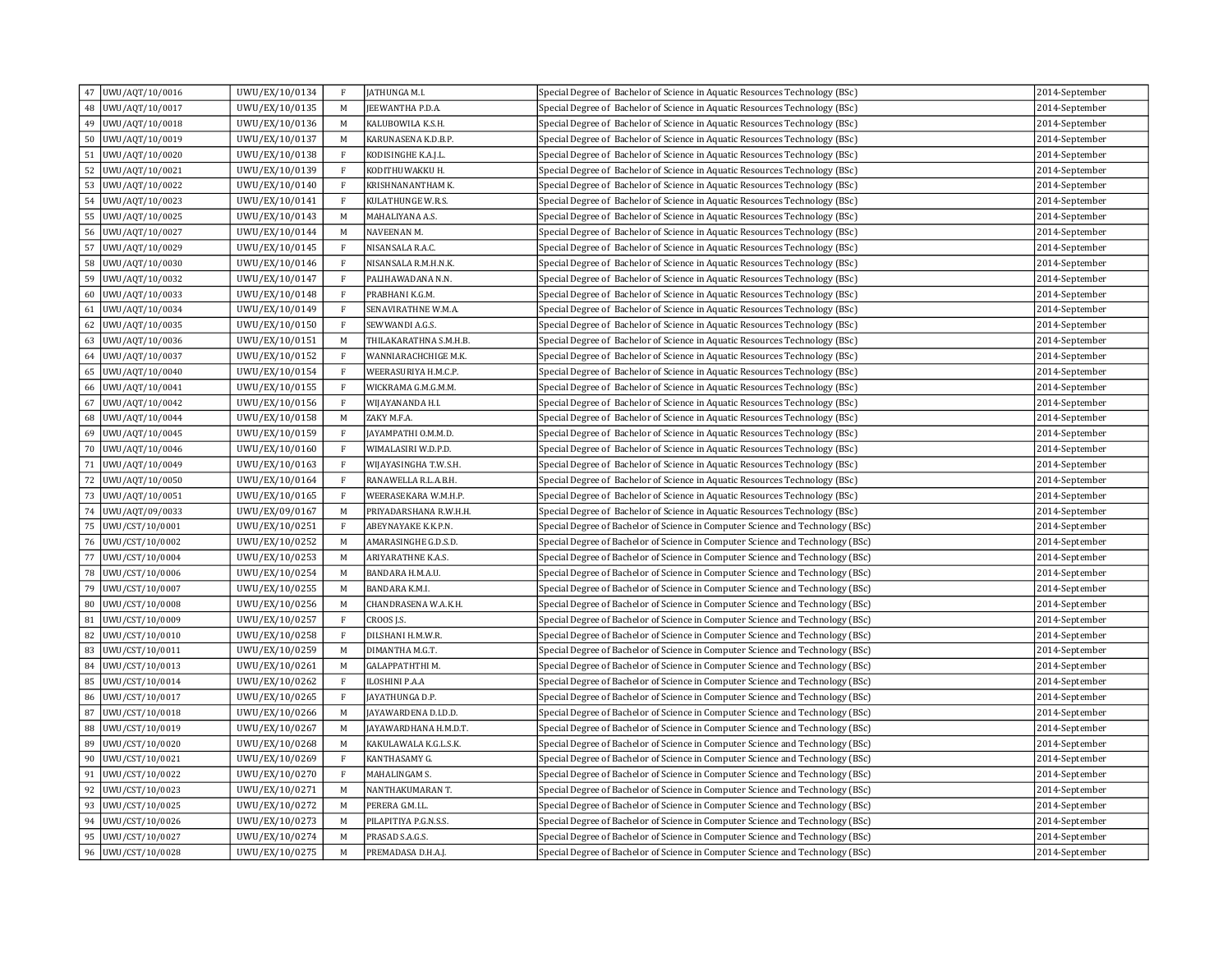| 47 | UWU/AQT/10/0016 | UWU/EX/10/0134 | F | JATHUNGA M.I. | Special Degree of Bachelor of Science in Aquatic Resources Technology (BSc) | 2014-September |
|---|---|---|---|---|---|---|
| 48 | UWU/AQT/10/0017 | UWU/EX/10/0135 | M | JEEWANTHA P.D.A. | Special Degree of Bachelor of Science in Aquatic Resources Technology (BSc) | 2014-September |
| 49 | UWU/AQT/10/0018 | UWU/EX/10/0136 | M | KALUBOWILA K.S.H. | Special Degree of Bachelor of Science in Aquatic Resources Technology (BSc) | 2014-September |
| 50 | UWU/AQT/10/0019 | UWU/EX/10/0137 | M | KARUNASENA K.D.B.P. | Special Degree of Bachelor of Science in Aquatic Resources Technology (BSc) | 2014-September |
| 51 | UWU/AQT/10/0020 | UWU/EX/10/0138 | F | KODISINGHE K.A.J.L. | Special Degree of Bachelor of Science in Aquatic Resources Technology (BSc) | 2014-September |
| 52 | UWU/AQT/10/0021 | UWU/EX/10/0139 | F | KODITHUWAKKU H. | Special Degree of Bachelor of Science in Aquatic Resources Technology (BSc) | 2014-September |
| 53 | UWU/AQT/10/0022 | UWU/EX/10/0140 | F | KRISHNANANTHAM K. | Special Degree of Bachelor of Science in Aquatic Resources Technology (BSc) | 2014-September |
| 54 | UWU/AQT/10/0023 | UWU/EX/10/0141 | F | KULATHUNGE W.R.S. | Special Degree of Bachelor of Science in Aquatic Resources Technology (BSc) | 2014-September |
| 55 | UWU/AQT/10/0025 | UWU/EX/10/0143 | M | MAHALIYANA A.S. | Special Degree of Bachelor of Science in Aquatic Resources Technology (BSc) | 2014-September |
| 56 | UWU/AQT/10/0027 | UWU/EX/10/0144 | M | NAVEENAN M. | Special Degree of Bachelor of Science in Aquatic Resources Technology (BSc) | 2014-September |
| 57 | UWU/AQT/10/0029 | UWU/EX/10/0145 | F | NISANSALA R.A.C. | Special Degree of Bachelor of Science in Aquatic Resources Technology (BSc) | 2014-September |
| 58 | UWU/AQT/10/0030 | UWU/EX/10/0146 | F | NISANSALA R.M.H.N.K. | Special Degree of Bachelor of Science in Aquatic Resources Technology (BSc) | 2014-September |
| 59 | UWU/AQT/10/0032 | UWU/EX/10/0147 | F | PALIHAWADANA N.N. | Special Degree of Bachelor of Science in Aquatic Resources Technology (BSc) | 2014-September |
| 60 | UWU/AQT/10/0033 | UWU/EX/10/0148 | F | PRABHANI K.G.M. | Special Degree of Bachelor of Science in Aquatic Resources Technology (BSc) | 2014-September |
| 61 | UWU/AQT/10/0034 | UWU/EX/10/0149 | F | SENAVIRATHNE W.M.A. | Special Degree of Bachelor of Science in Aquatic Resources Technology (BSc) | 2014-September |
| 62 | UWU/AQT/10/0035 | UWU/EX/10/0150 | F | SEWWANDI A.G.S. | Special Degree of Bachelor of Science in Aquatic Resources Technology (BSc) | 2014-September |
| 63 | UWU/AQT/10/0036 | UWU/EX/10/0151 | M | THILAKARATHNA S.M.H.B. | Special Degree of Bachelor of Science in Aquatic Resources Technology (BSc) | 2014-September |
| 64 | UWU/AQT/10/0037 | UWU/EX/10/0152 | F | WANNIARACHCHIGE M.K. | Special Degree of Bachelor of Science in Aquatic Resources Technology (BSc) | 2014-September |
| 65 | UWU/AQT/10/0040 | UWU/EX/10/0154 | F | WEERASURIYA H.M.C.P. | Special Degree of Bachelor of Science in Aquatic Resources Technology (BSc) | 2014-September |
| 66 | UWU/AQT/10/0041 | UWU/EX/10/0155 | F | WICKRAMA G.M.G.M.M. | Special Degree of Bachelor of Science in Aquatic Resources Technology (BSc) | 2014-September |
| 67 | UWU/AQT/10/0042 | UWU/EX/10/0156 | F | WIJAYANANDA H.I. | Special Degree of Bachelor of Science in Aquatic Resources Technology (BSc) | 2014-September |
| 68 | UWU/AQT/10/0044 | UWU/EX/10/0158 | M | ZAKY M.F.A. | Special Degree of Bachelor of Science in Aquatic Resources Technology (BSc) | 2014-September |
| 69 | UWU/AQT/10/0045 | UWU/EX/10/0159 | F | JAYAMPATHI O.M.M.D. | Special Degree of Bachelor of Science in Aquatic Resources Technology (BSc) | 2014-September |
| 70 | UWU/AQT/10/0046 | UWU/EX/10/0160 | F | WIMALASIRI W.D.P.D. | Special Degree of Bachelor of Science in Aquatic Resources Technology (BSc) | 2014-September |
| 71 | UWU/AQT/10/0049 | UWU/EX/10/0163 | F | WIJAYASINGHA T.W.S.H. | Special Degree of Bachelor of Science in Aquatic Resources Technology (BSc) | 2014-September |
| 72 | UWU/AQT/10/0050 | UWU/EX/10/0164 | F | RANAWELLA R.L.A.B.H. | Special Degree of Bachelor of Science in Aquatic Resources Technology (BSc) | 2014-September |
| 73 | UWU/AQT/10/0051 | UWU/EX/10/0165 | F | WEERASEKARA W.M.H.P. | Special Degree of Bachelor of Science in Aquatic Resources Technology (BSc) | 2014-September |
| 74 | UWU/AQT/09/0033 | UWU/EX/09/0167 | M | PRIYADARSHANA R.W.H.H. | Special Degree of Bachelor of Science in Aquatic Resources Technology (BSc) | 2014-September |
| 75 | UWU/CST/10/0001 | UWU/EX/10/0251 | F | ABEYNAYAKE K.K.P.N. | Special Degree of Bachelor of Science in Computer Science and Technology (BSc) | 2014-September |
| 76 | UWU/CST/10/0002 | UWU/EX/10/0252 | M | AMARASINGHE G.D.S.D. | Special Degree of Bachelor of Science in Computer Science and Technology (BSc) | 2014-September |
| 77 | UWU/CST/10/0004 | UWU/EX/10/0253 | M | ARIYARATHNE K.A.S. | Special Degree of Bachelor of Science in Computer Science and Technology (BSc) | 2014-September |
| 78 | UWU/CST/10/0006 | UWU/EX/10/0254 | M | BANDARA H.M.A.U. | Special Degree of Bachelor of Science in Computer Science and Technology (BSc) | 2014-September |
| 79 | UWU/CST/10/0007 | UWU/EX/10/0255 | M | BANDARA K.M.I. | Special Degree of Bachelor of Science in Computer Science and Technology (BSc) | 2014-September |
| 80 | UWU/CST/10/0008 | UWU/EX/10/0256 | M | CHANDRASENA W.A.K.H. | Special Degree of Bachelor of Science in Computer Science and Technology (BSc) | 2014-September |
| 81 | UWU/CST/10/0009 | UWU/EX/10/0257 | F | CROOS J.S. | Special Degree of Bachelor of Science in Computer Science and Technology (BSc) | 2014-September |
| 82 | UWU/CST/10/0010 | UWU/EX/10/0258 | F | DILSHANI H.M.W.R. | Special Degree of Bachelor of Science in Computer Science and Technology (BSc) | 2014-September |
| 83 | UWU/CST/10/0011 | UWU/EX/10/0259 | M | DIMANTHA M.G.T. | Special Degree of Bachelor of Science in Computer Science and Technology (BSc) | 2014-September |
| 84 | UWU/CST/10/0013 | UWU/EX/10/0261 | M | GALAPPATHTHI M. | Special Degree of Bachelor of Science in Computer Science and Technology (BSc) | 2014-September |
| 85 | UWU/CST/10/0014 | UWU/EX/10/0262 | F | ILOSHINI P.A.A | Special Degree of Bachelor of Science in Computer Science and Technology (BSc) | 2014-September |
| 86 | UWU/CST/10/0017 | UWU/EX/10/0265 | F | JAYATHUNGA D.P. | Special Degree of Bachelor of Science in Computer Science and Technology (BSc) | 2014-September |
| 87 | UWU/CST/10/0018 | UWU/EX/10/0266 | M | JAYAWARDENA D.I.D.D. | Special Degree of Bachelor of Science in Computer Science and Technology (BSc) | 2014-September |
| 88 | UWU/CST/10/0019 | UWU/EX/10/0267 | M | JAYAWARDHANA H.M.D.T. | Special Degree of Bachelor of Science in Computer Science and Technology (BSc) | 2014-September |
| 89 | UWU/CST/10/0020 | UWU/EX/10/0268 | M | KAKULAWALA K.G.L.S.K. | Special Degree of Bachelor of Science in Computer Science and Technology (BSc) | 2014-September |
| 90 | UWU/CST/10/0021 | UWU/EX/10/0269 | F | KANTHASAMY G. | Special Degree of Bachelor of Science in Computer Science and Technology (BSc) | 2014-September |
| 91 | UWU/CST/10/0022 | UWU/EX/10/0270 | F | MAHALINGAM S. | Special Degree of Bachelor of Science in Computer Science and Technology (BSc) | 2014-September |
| 92 | UWU/CST/10/0023 | UWU/EX/10/0271 | M | NANTHAKUMARAN T. | Special Degree of Bachelor of Science in Computer Science and Technology (BSc) | 2014-September |
| 93 | UWU/CST/10/0025 | UWU/EX/10/0272 | M | PERERA G.M.I.L. | Special Degree of Bachelor of Science in Computer Science and Technology (BSc) | 2014-September |
| 94 | UWU/CST/10/0026 | UWU/EX/10/0273 | M | PILAPITIYA P.G.N.S.S. | Special Degree of Bachelor of Science in Computer Science and Technology (BSc) | 2014-September |
| 95 | UWU/CST/10/0027 | UWU/EX/10/0274 | M | PRASAD S.A.G.S. | Special Degree of Bachelor of Science in Computer Science and Technology (BSc) | 2014-September |
| 96 | UWU/CST/10/0028 | UWU/EX/10/0275 | M | PREMADASA D.H.A.J. | Special Degree of Bachelor of Science in Computer Science and Technology (BSc) | 2014-September |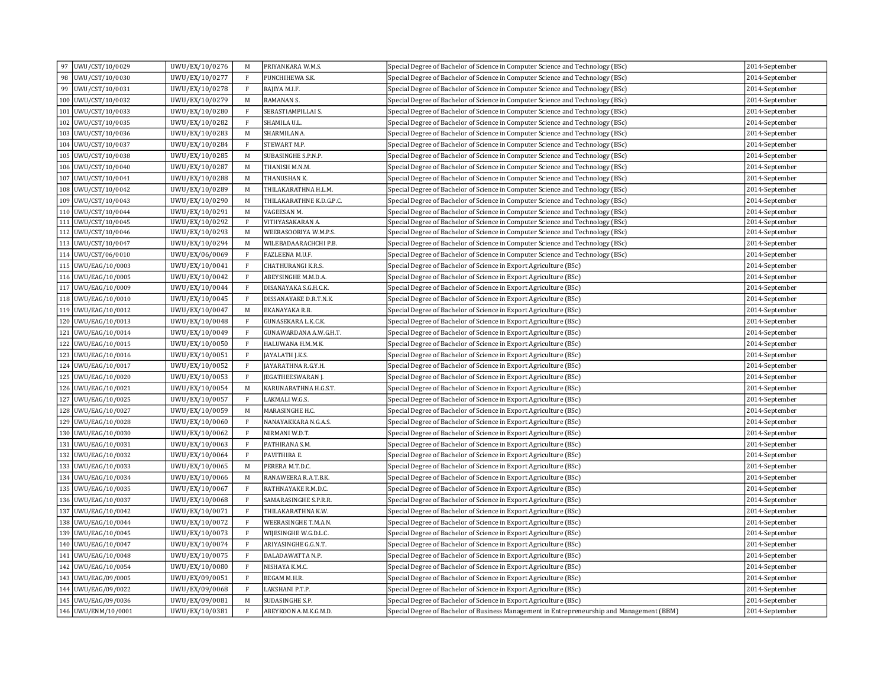| 97 | UWU/CST/10/0029 | UWU/EX/10/0276 | M | PRIYANKARA W.M.S. | Special Degree of Bachelor of Science in Computer Science and Technology (BSc) | 2014-September |
|---|---|---|---|---|---|---|
| 98 | UWU/CST/10/0030 | UWU/EX/10/0277 | F | PUNCHIHEWA S.K. | Special Degree of Bachelor of Science in Computer Science and Technology (BSc) | 2014-September |
| 99 | UWU/CST/10/0031 | UWU/EX/10/0278 | F | RAJIYA M.I.F. | Special Degree of Bachelor of Science in Computer Science and Technology (BSc) | 2014-September |
| 100 | UWU/CST/10/0032 | UWU/EX/10/0279 | M | RAMANAN S. | Special Degree of Bachelor of Science in Computer Science and Technology (BSc) | 2014-September |
| 101 | UWU/CST/10/0033 | UWU/EX/10/0280 | F | SEBASTIAMPILLAI S. | Special Degree of Bachelor of Science in Computer Science and Technology (BSc) | 2014-September |
| 102 | UWU/CST/10/0035 | UWU/EX/10/0282 | F | SHAMILA U.L. | Special Degree of Bachelor of Science in Computer Science and Technology (BSc) | 2014-September |
| 103 | UWU/CST/10/0036 | UWU/EX/10/0283 | M | SHARMILAN A. | Special Degree of Bachelor of Science in Computer Science and Technology (BSc) | 2014-September |
| 104 | UWU/CST/10/0037 | UWU/EX/10/0284 | F | STEWART M.P. | Special Degree of Bachelor of Science in Computer Science and Technology (BSc) | 2014-September |
| 105 | UWU/CST/10/0038 | UWU/EX/10/0285 | M | SUBASINGHE S.P.N.P. | Special Degree of Bachelor of Science in Computer Science and Technology (BSc) | 2014-September |
| 106 | UWU/CST/10/0040 | UWU/EX/10/0287 | M | THANISH M.N.M. | Special Degree of Bachelor of Science in Computer Science and Technology (BSc) | 2014-September |
| 107 | UWU/CST/10/0041 | UWU/EX/10/0288 | M | THANUSHAN K. | Special Degree of Bachelor of Science in Computer Science and Technology (BSc) | 2014-September |
| 108 | UWU/CST/10/0042 | UWU/EX/10/0289 | M | THILAKARATHNA H.L.M. | Special Degree of Bachelor of Science in Computer Science and Technology (BSc) | 2014-September |
| 109 | UWU/CST/10/0043 | UWU/EX/10/0290 | M | THILAKARATHNE K.D.G.P.C. | Special Degree of Bachelor of Science in Computer Science and Technology (BSc) | 2014-September |
| 110 | UWU/CST/10/0044 | UWU/EX/10/0291 | M | VAGEESAN M. | Special Degree of Bachelor of Science in Computer Science and Technology (BSc) | 2014-September |
| 111 | UWU/CST/10/0045 | UWU/EX/10/0292 | F | VITHYASAKARAN A. | Special Degree of Bachelor of Science in Computer Science and Technology (BSc) | 2014-September |
| 112 | UWU/CST/10/0046 | UWU/EX/10/0293 | M | WEERASOORIYA W.M.P.S. | Special Degree of Bachelor of Science in Computer Science and Technology (BSc) | 2014-September |
| 113 | UWU/CST/10/0047 | UWU/EX/10/0294 | M | WILEBADAARACHCHI P.B. | Special Degree of Bachelor of Science in Computer Science and Technology (BSc) | 2014-September |
| 114 | UWU/CST/06/0010 | UWU/EX/06/0069 | F | FAZLEENA M.U.F. | Special Degree of Bachelor of Science in Computer Science and Technology (BSc) | 2014-September |
| 115 | UWU/EAG/10/0003 | UWU/EX/10/0041 | F | CHATHURANGI K.R.S. | Special Degree of Bachelor of Science in Export Agriculture (BSc) | 2014-September |
| 116 | UWU/EAG/10/0005 | UWU/EX/10/0042 | F | ABEYSINGHE M.M.D.A. | Special Degree of Bachelor of Science in Export Agriculture (BSc) | 2014-September |
| 117 | UWU/EAG/10/0009 | UWU/EX/10/0044 | F | DISANAYAKA S.G.H.C.K. | Special Degree of Bachelor of Science in Export Agriculture (BSc) | 2014-September |
| 118 | UWU/EAG/10/0010 | UWU/EX/10/0045 | F | DISSANAYAKE D.R.T.N.K. | Special Degree of Bachelor of Science in Export Agriculture (BSc) | 2014-September |
| 119 | UWU/EAG/10/0012 | UWU/EX/10/0047 | M | EKANAYAKA R.B. | Special Degree of Bachelor of Science in Export Agriculture (BSc) | 2014-September |
| 120 | UWU/EAG/10/0013 | UWU/EX/10/0048 | F | GUNASEKARA L.K.C.K. | Special Degree of Bachelor of Science in Export Agriculture (BSc) | 2014-September |
| 121 | UWU/EAG/10/0014 | UWU/EX/10/0049 | F | GUNAWARDANA A.W.G.H.T. | Special Degree of Bachelor of Science in Export Agriculture (BSc) | 2014-September |
| 122 | UWU/EAG/10/0015 | UWU/EX/10/0050 | F | HALUWANA H.M.M.K. | Special Degree of Bachelor of Science in Export Agriculture (BSc) | 2014-September |
| 123 | UWU/EAG/10/0016 | UWU/EX/10/0051 | F | JAYALATH J.K.S. | Special Degree of Bachelor of Science in Export Agriculture (BSc) | 2014-September |
| 124 | UWU/EAG/10/0017 | UWU/EX/10/0052 | F | JAYARATHNA R.G.Y.H. | Special Degree of Bachelor of Science in Export Agriculture (BSc) | 2014-September |
| 125 | UWU/EAG/10/0020 | UWU/EX/10/0053 | F | JEGATHEESWARAN J. | Special Degree of Bachelor of Science in Export Agriculture (BSc) | 2014-September |
| 126 | UWU/EAG/10/0021 | UWU/EX/10/0054 | M | KARUNARATHNA H.G.S.T. | Special Degree of Bachelor of Science in Export Agriculture (BSc) | 2014-September |
| 127 | UWU/EAG/10/0025 | UWU/EX/10/0057 | F | LAKMALI W.G.S. | Special Degree of Bachelor of Science in Export Agriculture (BSc) | 2014-September |
| 128 | UWU/EAG/10/0027 | UWU/EX/10/0059 | M | MARASINGHE H.C. | Special Degree of Bachelor of Science in Export Agriculture (BSc) | 2014-September |
| 129 | UWU/EAG/10/0028 | UWU/EX/10/0060 | F | NANAYAKKARA N.G.A.S. | Special Degree of Bachelor of Science in Export Agriculture (BSc) | 2014-September |
| 130 | UWU/EAG/10/0030 | UWU/EX/10/0062 | F | NIRMANI W.D.T. | Special Degree of Bachelor of Science in Export Agriculture (BSc) | 2014-September |
| 131 | UWU/EAG/10/0031 | UWU/EX/10/0063 | F | PATHIRANA S.M. | Special Degree of Bachelor of Science in Export Agriculture (BSc) | 2014-September |
| 132 | UWU/EAG/10/0032 | UWU/EX/10/0064 | F | PAVITHIRA E. | Special Degree of Bachelor of Science in Export Agriculture (BSc) | 2014-September |
| 133 | UWU/EAG/10/0033 | UWU/EX/10/0065 | M | PERERA M.T.D.C. | Special Degree of Bachelor of Science in Export Agriculture (BSc) | 2014-September |
| 134 | UWU/EAG/10/0034 | UWU/EX/10/0066 | M | RANAWEERA R.A.T.B.K. | Special Degree of Bachelor of Science in Export Agriculture (BSc) | 2014-September |
| 135 | UWU/EAG/10/0035 | UWU/EX/10/0067 | F | RATHNAYAKE R.M.D.C. | Special Degree of Bachelor of Science in Export Agriculture (BSc) | 2014-September |
| 136 | UWU/EAG/10/0037 | UWU/EX/10/0068 | F | SAMARASINGHE S.P.R.R. | Special Degree of Bachelor of Science in Export Agriculture (BSc) | 2014-September |
| 137 | UWU/EAG/10/0042 | UWU/EX/10/0071 | F | THILAKARATHNA K.W. | Special Degree of Bachelor of Science in Export Agriculture (BSc) | 2014-September |
| 138 | UWU/EAG/10/0044 | UWU/EX/10/0072 | F | WEERASINGHE T.M.A.N. | Special Degree of Bachelor of Science in Export Agriculture (BSc) | 2014-September |
| 139 | UWU/EAG/10/0045 | UWU/EX/10/0073 | F | WIJESINGHE W.G.D.L.C. | Special Degree of Bachelor of Science in Export Agriculture (BSc) | 2014-September |
| 140 | UWU/EAG/10/0047 | UWU/EX/10/0074 | F | ARIYASINGHE G.G.N.T. | Special Degree of Bachelor of Science in Export Agriculture (BSc) | 2014-September |
| 141 | UWU/EAG/10/0048 | UWU/EX/10/0075 | F | DALADAWATTA N.P. | Special Degree of Bachelor of Science in Export Agriculture (BSc) | 2014-September |
| 142 | UWU/EAG/10/0054 | UWU/EX/10/0080 | F | NISHAYA K.M.C. | Special Degree of Bachelor of Science in Export Agriculture (BSc) | 2014-September |
| 143 | UWU/EAG/09/0005 | UWU/EX/09/0051 | F | BEGAM M.H.R. | Special Degree of Bachelor of Science in Export Agriculture (BSc) | 2014-September |
| 144 | UWU/EAG/09/0022 | UWU/EX/09/0068 | F | LAKSHANI P.T.P. | Special Degree of Bachelor of Science in Export Agriculture (BSc) | 2014-September |
| 145 | UWU/EAG/09/0036 | UWU/EX/09/0081 | M | SUDASINGHE S.P. | Special Degree of Bachelor of Science in Export Agriculture (BSc) | 2014-September |
| 146 | UWU/ENM/10/0001 | UWU/EX/10/0381 | F | ABEYKOON A.M.K.G.M.D. | Special Degree of Bachelor of Business Management in Entrepreneurship and Management (BBM) | 2014-September |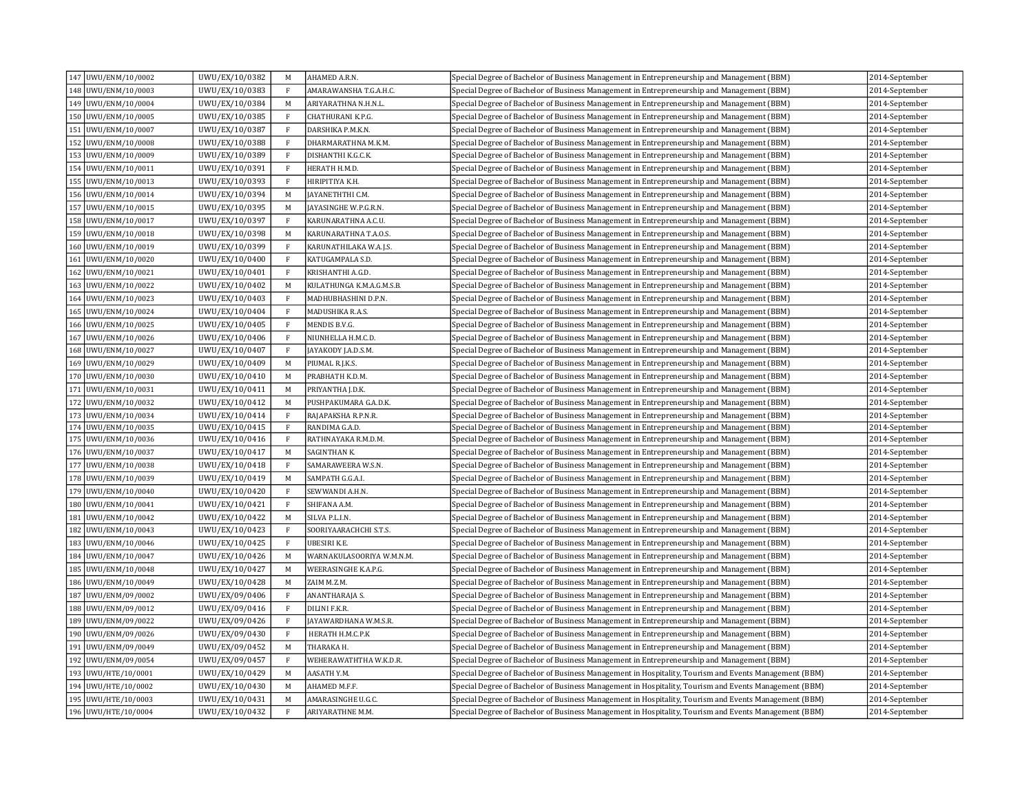| | | | | | | |
|---|---|---|---|---|---|---|
| 147 | UWU/ENM/10/0002 | UWU/EX/10/0382 | M | AHAMED A.R.N. | Special Degree of Bachelor of Business Management in Entrepreneurship and Management (BBM) | 2014-September |
| 148 | UWU/ENM/10/0003 | UWU/EX/10/0383 | F | AMARAWANSHA T.G.A.H.C. | Special Degree of Bachelor of Business Management in Entrepreneurship and Management (BBM) | 2014-September |
| 149 | UWU/ENM/10/0004 | UWU/EX/10/0384 | M | ARIYARATHNA N.H.N.L. | Special Degree of Bachelor of Business Management in Entrepreneurship and Management (BBM) | 2014-September |
| 150 | UWU/ENM/10/0005 | UWU/EX/10/0385 | F | CHATHURANI K.P.G. | Special Degree of Bachelor of Business Management in Entrepreneurship and Management (BBM) | 2014-September |
| 151 | UWU/ENM/10/0007 | UWU/EX/10/0387 | F | DARSHIKA P.M.K.N. | Special Degree of Bachelor of Business Management in Entrepreneurship and Management (BBM) | 2014-September |
| 152 | UWU/ENM/10/0008 | UWU/EX/10/0388 | F | DHARMARATHNA M.K.M. | Special Degree of Bachelor of Business Management in Entrepreneurship and Management (BBM) | 2014-September |
| 153 | UWU/ENM/10/0009 | UWU/EX/10/0389 | F | DISHANTHI K.G.C.K. | Special Degree of Bachelor of Business Management in Entrepreneurship and Management (BBM) | 2014-September |
| 154 | UWU/ENM/10/0011 | UWU/EX/10/0391 | F | HERATH H.M.D. | Special Degree of Bachelor of Business Management in Entrepreneurship and Management (BBM) | 2014-September |
| 155 | UWU/ENM/10/0013 | UWU/EX/10/0393 | F | HIRIPITIYA K.H. | Special Degree of Bachelor of Business Management in Entrepreneurship and Management (BBM) | 2014-September |
| 156 | UWU/ENM/10/0014 | UWU/EX/10/0394 | M | JAYANETHTHI C.M. | Special Degree of Bachelor of Business Management in Entrepreneurship and Management (BBM) | 2014-September |
| 157 | UWU/ENM/10/0015 | UWU/EX/10/0395 | M | JAYASINGHE W.P.G.R.N. | Special Degree of Bachelor of Business Management in Entrepreneurship and Management (BBM) | 2014-September |
| 158 | UWU/ENM/10/0017 | UWU/EX/10/0397 | F | KARUNARATHNA A.C.U. | Special Degree of Bachelor of Business Management in Entrepreneurship and Management (BBM) | 2014-September |
| 159 | UWU/ENM/10/0018 | UWU/EX/10/0398 | M | KARUNARATHNA T.A.O.S. | Special Degree of Bachelor of Business Management in Entrepreneurship and Management (BBM) | 2014-September |
| 160 | UWU/ENM/10/0019 | UWU/EX/10/0399 | F | KARUNATHILAKA W.A.J.S. | Special Degree of Bachelor of Business Management in Entrepreneurship and Management (BBM) | 2014-September |
| 161 | UWU/ENM/10/0020 | UWU/EX/10/0400 | F | KATUGAMPALA S.D. | Special Degree of Bachelor of Business Management in Entrepreneurship and Management (BBM) | 2014-September |
| 162 | UWU/ENM/10/0021 | UWU/EX/10/0401 | F | KRISHANTHI A.G.D. | Special Degree of Bachelor of Business Management in Entrepreneurship and Management (BBM) | 2014-September |
| 163 | UWU/ENM/10/0022 | UWU/EX/10/0402 | M | KULATHUNGA K.M.A.G.M.S.B. | Special Degree of Bachelor of Business Management in Entrepreneurship and Management (BBM) | 2014-September |
| 164 | UWU/ENM/10/0023 | UWU/EX/10/0403 | F | MADHUBHASHINI D.P.N. | Special Degree of Bachelor of Business Management in Entrepreneurship and Management (BBM) | 2014-September |
| 165 | UWU/ENM/10/0024 | UWU/EX/10/0404 | F | MADUSHIKA R.A.S. | Special Degree of Bachelor of Business Management in Entrepreneurship and Management (BBM) | 2014-September |
| 166 | UWU/ENM/10/0025 | UWU/EX/10/0405 | F | MENDIS B.V.G. | Special Degree of Bachelor of Business Management in Entrepreneurship and Management (BBM) | 2014-September |
| 167 | UWU/ENM/10/0026 | UWU/EX/10/0406 | F | NIUNHELLA H.M.C.D. | Special Degree of Bachelor of Business Management in Entrepreneurship and Management (BBM) | 2014-September |
| 168 | UWU/ENM/10/0027 | UWU/EX/10/0407 | F | JAYAKODY J.A.D.S.M. | Special Degree of Bachelor of Business Management in Entrepreneurship and Management (BBM) | 2014-September |
| 169 | UWU/ENM/10/0029 | UWU/EX/10/0409 | M | PIUMAL R.J.K.S. | Special Degree of Bachelor of Business Management in Entrepreneurship and Management (BBM) | 2014-September |
| 170 | UWU/ENM/10/0030 | UWU/EX/10/0410 | M | PRABHATH K.D.M. | Special Degree of Bachelor of Business Management in Entrepreneurship and Management (BBM) | 2014-September |
| 171 | UWU/ENM/10/0031 | UWU/EX/10/0411 | M | PRIYANTHA J.D.K. | Special Degree of Bachelor of Business Management in Entrepreneurship and Management (BBM) | 2014-September |
| 172 | UWU/ENM/10/0032 | UWU/EX/10/0412 | M | PUSHPAKUMARA G.A.D.K. | Special Degree of Bachelor of Business Management in Entrepreneurship and Management (BBM) | 2014-September |
| 173 | UWU/ENM/10/0034 | UWU/EX/10/0414 | F | RAJAPAKSHA R.P.N.R. | Special Degree of Bachelor of Business Management in Entrepreneurship and Management (BBM) | 2014-September |
| 174 | UWU/ENM/10/0035 | UWU/EX/10/0415 | F | RANDIMA G.A.D. | Special Degree of Bachelor of Business Management in Entrepreneurship and Management (BBM) | 2014-September |
| 175 | UWU/ENM/10/0036 | UWU/EX/10/0416 | F | RATHNAYAKA R.M.D.M. | Special Degree of Bachelor of Business Management in Entrepreneurship and Management (BBM) | 2014-September |
| 176 | UWU/ENM/10/0037 | UWU/EX/10/0417 | M | SAGINTHAN K. | Special Degree of Bachelor of Business Management in Entrepreneurship and Management (BBM) | 2014-September |
| 177 | UWU/ENM/10/0038 | UWU/EX/10/0418 | F | SAMARAWEERA W.S.N. | Special Degree of Bachelor of Business Management in Entrepreneurship and Management (BBM) | 2014-September |
| 178 | UWU/ENM/10/0039 | UWU/EX/10/0419 | M | SAMPATH G.G.A.I. | Special Degree of Bachelor of Business Management in Entrepreneurship and Management (BBM) | 2014-September |
| 179 | UWU/ENM/10/0040 | UWU/EX/10/0420 | F | SEWWANDI A.H.N. | Special Degree of Bachelor of Business Management in Entrepreneurship and Management (BBM) | 2014-September |
| 180 | UWU/ENM/10/0041 | UWU/EX/10/0421 | F | SHIFANA A.M. | Special Degree of Bachelor of Business Management in Entrepreneurship and Management (BBM) | 2014-September |
| 181 | UWU/ENM/10/0042 | UWU/EX/10/0422 | M | SILVA P.L.I.N. | Special Degree of Bachelor of Business Management in Entrepreneurship and Management (BBM) | 2014-September |
| 182 | UWU/ENM/10/0043 | UWU/EX/10/0423 | F | SOORIYAARACHCHI S.T.S. | Special Degree of Bachelor of Business Management in Entrepreneurship and Management (BBM) | 2014-September |
| 183 | UWU/ENM/10/0046 | UWU/EX/10/0425 | F | UBESIRI K.E. | Special Degree of Bachelor of Business Management in Entrepreneurship and Management (BBM) | 2014-September |
| 184 | UWU/ENM/10/0047 | UWU/EX/10/0426 | M | WARNAKULASOORIYA W.M.N.M. | Special Degree of Bachelor of Business Management in Entrepreneurship and Management (BBM) | 2014-September |
| 185 | UWU/ENM/10/0048 | UWU/EX/10/0427 | M | WEERASINGHE K.A.P.G. | Special Degree of Bachelor of Business Management in Entrepreneurship and Management (BBM) | 2014-September |
| 186 | UWU/ENM/10/0049 | UWU/EX/10/0428 | M | ZAIM M.Z.M. | Special Degree of Bachelor of Business Management in Entrepreneurship and Management (BBM) | 2014-September |
| 187 | UWU/ENM/09/0002 | UWU/EX/09/0406 | F | ANANTHARAJA S. | Special Degree of Bachelor of Business Management in Entrepreneurship and Management (BBM) | 2014-September |
| 188 | UWU/ENM/09/0012 | UWU/EX/09/0416 | F | DILINI F.K.R. | Special Degree of Bachelor of Business Management in Entrepreneurship and Management (BBM) | 2014-September |
| 189 | UWU/ENM/09/0022 | UWU/EX/09/0426 | F | JAYAWARDHANA W.M.S.R. | Special Degree of Bachelor of Business Management in Entrepreneurship and Management (BBM) | 2014-September |
| 190 | UWU/ENM/09/0026 | UWU/EX/09/0430 | F | HERATH H.M.C.P.K | Special Degree of Bachelor of Business Management in Entrepreneurship and Management (BBM) | 2014-September |
| 191 | UWU/ENM/09/0049 | UWU/EX/09/0452 | M | THARAKA H. | Special Degree of Bachelor of Business Management in Entrepreneurship and Management (BBM) | 2014-September |
| 192 | UWU/ENM/09/0054 | UWU/EX/09/0457 | F | WEHERAWATHTHA W.K.D.R. | Special Degree of Bachelor of Business Management in Entrepreneurship and Management (BBM) | 2014-September |
| 193 | UWU/HTE/10/0001 | UWU/EX/10/0429 | M | AASATH Y.M. | Special Degree of Bachelor of Business Management in Hospitality, Tourism and Events Management (BBM) | 2014-September |
| 194 | UWU/HTE/10/0002 | UWU/EX/10/0430 | M | AHAMED M.F.F. | Special Degree of Bachelor of Business Management in Hospitality, Tourism and Events Management (BBM) | 2014-September |
| 195 | UWU/HTE/10/0003 | UWU/EX/10/0431 | M | AMARASINGHE U.G.C. | Special Degree of Bachelor of Business Management in Hospitality, Tourism and Events Management (BBM) | 2014-September |
| 196 | UWU/HTE/10/0004 | UWU/EX/10/0432 | F | ARIYARATHNE M.M. | Special Degree of Bachelor of Business Management in Hospitality, Tourism and Events Management (BBM) | 2014-September |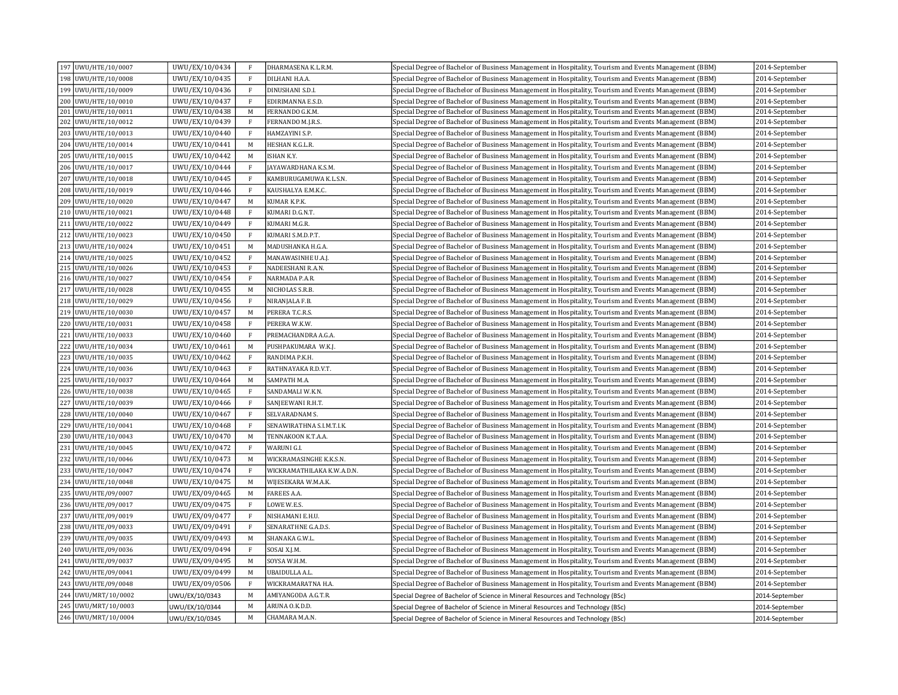| 197 | UWU/HTE/10/0007 | UWU/EX/10/0434 | F | DHARMASENA K.L.R.M. | Special Degree of Bachelor of Business Management in Hospitality, Tourism and Events Management (BBM) | 2014-September |
|---|---|---|---|---|---|---|
| 198 | UWU/HTE/10/0008 | UWU/EX/10/0435 | F | DILHANI H.A.A. | Special Degree of Bachelor of Business Management in Hospitality, Tourism and Events Management (BBM) | 2014-September |
| 199 | UWU/HTE/10/0009 | UWU/EX/10/0436 | F | DINUSHANI S.D.I. | Special Degree of Bachelor of Business Management in Hospitality, Tourism and Events Management (BBM) | 2014-September |
| 200 | UWU/HTE/10/0010 | UWU/EX/10/0437 | F | EDIRIMANNA E.S.D. | Special Degree of Bachelor of Business Management in Hospitality, Tourism and Events Management (BBM) | 2014-September |
| 201 | UWU/HTE/10/0011 | UWU/EX/10/0438 | M | FERNANDO G.K.M. | Special Degree of Bachelor of Business Management in Hospitality, Tourism and Events Management (BBM) | 2014-September |
| 202 | UWU/HTE/10/0012 | UWU/EX/10/0439 | F | FERNANDO M.J.R.S. | Special Degree of Bachelor of Business Management in Hospitality, Tourism and Events Management (BBM) | 2014-September |
| 203 | UWU/HTE/10/0013 | UWU/EX/10/0440 | F | HAMZAYINI S.P. | Special Degree of Bachelor of Business Management in Hospitality, Tourism and Events Management (BBM) | 2014-September |
| 204 | UWU/HTE/10/0014 | UWU/EX/10/0441 | M | HESHAN K.G.L.R. | Special Degree of Bachelor of Business Management in Hospitality, Tourism and Events Management (BBM) | 2014-September |
| 205 | UWU/HTE/10/0015 | UWU/EX/10/0442 | M | ISHAN K.Y. | Special Degree of Bachelor of Business Management in Hospitality, Tourism and Events Management (BBM) | 2014-September |
| 206 | UWU/HTE/10/0017 | UWU/EX/10/0444 | F | JAYAWARDHANA K.S.M. | Special Degree of Bachelor of Business Management in Hospitality, Tourism and Events Management (BBM) | 2014-September |
| 207 | UWU/HTE/10/0018 | UWU/EX/10/0445 | F | KAMBURUGAMUWA K.L.S.N. | Special Degree of Bachelor of Business Management in Hospitality, Tourism and Events Management (BBM) | 2014-September |
| 208 | UWU/HTE/10/0019 | UWU/EX/10/0446 | F | KAUSHALYA E.M.K.C. | Special Degree of Bachelor of Business Management in Hospitality, Tourism and Events Management (BBM) | 2014-September |
| 209 | UWU/HTE/10/0020 | UWU/EX/10/0447 | M | KUMAR K.P.K. | Special Degree of Bachelor of Business Management in Hospitality, Tourism and Events Management (BBM) | 2014-September |
| 210 | UWU/HTE/10/0021 | UWU/EX/10/0448 | F | KUMARI D.G.N.T. | Special Degree of Bachelor of Business Management in Hospitality, Tourism and Events Management (BBM) | 2014-September |
| 211 | UWU/HTE/10/0022 | UWU/EX/10/0449 | F | KUMARI M.G.R. | Special Degree of Bachelor of Business Management in Hospitality, Tourism and Events Management (BBM) | 2014-September |
| 212 | UWU/HTE/10/0023 | UWU/EX/10/0450 | F | KUMARI S.M.D.P.T. | Special Degree of Bachelor of Business Management in Hospitality, Tourism and Events Management (BBM) | 2014-September |
| 213 | UWU/HTE/10/0024 | UWU/EX/10/0451 | M | MADUSHANKA H.G.A. | Special Degree of Bachelor of Business Management in Hospitality, Tourism and Events Management (BBM) | 2014-September |
| 214 | UWU/HTE/10/0025 | UWU/EX/10/0452 | F | MANAWASINHE U.A.J. | Special Degree of Bachelor of Business Management in Hospitality, Tourism and Events Management (BBM) | 2014-September |
| 215 | UWU/HTE/10/0026 | UWU/EX/10/0453 | F | NADEESHANI R.A.N. | Special Degree of Bachelor of Business Management in Hospitality, Tourism and Events Management (BBM) | 2014-September |
| 216 | UWU/HTE/10/0027 | UWU/EX/10/0454 | F | NARMADA P.A.R. | Special Degree of Bachelor of Business Management in Hospitality, Tourism and Events Management (BBM) | 2014-September |
| 217 | UWU/HTE/10/0028 | UWU/EX/10/0455 | M | NICHOLAS S.R.B. | Special Degree of Bachelor of Business Management in Hospitality, Tourism and Events Management (BBM) | 2014-September |
| 218 | UWU/HTE/10/0029 | UWU/EX/10/0456 | F | NIRANJALA F.B. | Special Degree of Bachelor of Business Management in Hospitality, Tourism and Events Management (BBM) | 2014-September |
| 219 | UWU/HTE/10/0030 | UWU/EX/10/0457 | M | PERERA T.C.R.S. | Special Degree of Bachelor of Business Management in Hospitality, Tourism and Events Management (BBM) | 2014-September |
| 220 | UWU/HTE/10/0031 | UWU/EX/10/0458 | F | PERERA W.K.W. | Special Degree of Bachelor of Business Management in Hospitality, Tourism and Events Management (BBM) | 2014-September |
| 221 | UWU/HTE/10/0033 | UWU/EX/10/0460 | F | PREMACHANDRA A.G.A. | Special Degree of Bachelor of Business Management in Hospitality, Tourism and Events Management (BBM) | 2014-September |
| 222 | UWU/HTE/10/0034 | UWU/EX/10/0461 | M | PUSHPAKUMARA W.K.J. | Special Degree of Bachelor of Business Management in Hospitality, Tourism and Events Management (BBM) | 2014-September |
| 223 | UWU/HTE/10/0035 | UWU/EX/10/0462 | F | RANDIMA P.K.H. | Special Degree of Bachelor of Business Management in Hospitality, Tourism and Events Management (BBM) | 2014-September |
| 224 | UWU/HTE/10/0036 | UWU/EX/10/0463 | F | RATHNAYAKA R.D.V.T. | Special Degree of Bachelor of Business Management in Hospitality, Tourism and Events Management (BBM) | 2014-September |
| 225 | UWU/HTE/10/0037 | UWU/EX/10/0464 | M | SAMPATH M.A. | Special Degree of Bachelor of Business Management in Hospitality, Tourism and Events Management (BBM) | 2014-September |
| 226 | UWU/HTE/10/0038 | UWU/EX/10/0465 | F | SANDAMALI W.K.N. | Special Degree of Bachelor of Business Management in Hospitality, Tourism and Events Management (BBM) | 2014-September |
| 227 | UWU/HTE/10/0039 | UWU/EX/10/0466 | F | SANJEEWANI R.H.T. | Special Degree of Bachelor of Business Management in Hospitality, Tourism and Events Management (BBM) | 2014-September |
| 228 | UWU/HTE/10/0040 | UWU/EX/10/0467 | F | SELVARADNAM S. | Special Degree of Bachelor of Business Management in Hospitality, Tourism and Events Management (BBM) | 2014-September |
| 229 | UWU/HTE/10/0041 | UWU/EX/10/0468 | F | SENAWIRATHNA S.I.M.T.I.K. | Special Degree of Bachelor of Business Management in Hospitality, Tourism and Events Management (BBM) | 2014-September |
| 230 | UWU/HTE/10/0043 | UWU/EX/10/0470 | M | TENNAKOON K.T.A.A. | Special Degree of Bachelor of Business Management in Hospitality, Tourism and Events Management (BBM) | 2014-September |
| 231 | UWU/HTE/10/0045 | UWU/EX/10/0472 | F | WARUNI G.I. | Special Degree of Bachelor of Business Management in Hospitality, Tourism and Events Management (BBM) | 2014-September |
| 232 | UWU/HTE/10/0046 | UWU/EX/10/0473 | M | WICKRAMASINGHE K.K.S.N. | Special Degree of Bachelor of Business Management in Hospitality, Tourism and Events Management (BBM) | 2014-September |
| 233 | UWU/HTE/10/0047 | UWU/EX/10/0474 | F | WICKRAMATHILAKA K.W.A.D.N. | Special Degree of Bachelor of Business Management in Hospitality, Tourism and Events Management (BBM) | 2014-September |
| 234 | UWU/HTE/10/0048 | UWU/EX/10/0475 | M | WIJESEKARA W.M.A.K. | Special Degree of Bachelor of Business Management in Hospitality, Tourism and Events Management (BBM) | 2014-September |
| 235 | UWU/HTE/09/0007 | UWU/EX/09/0465 | M | FAREES A.A. | Special Degree of Bachelor of Business Management in Hospitality, Tourism and Events Management (BBM) | 2014-September |
| 236 | UWU/HTE/09/0017 | UWU/EX/09/0475 | F | LOWE W.E.S. | Special Degree of Bachelor of Business Management in Hospitality, Tourism and Events Management (BBM) | 2014-September |
| 237 | UWU/HTE/09/0019 | UWU/EX/09/0477 | F | NISHAMANI E.H.U. | Special Degree of Bachelor of Business Management in Hospitality, Tourism and Events Management (BBM) | 2014-September |
| 238 | UWU/HTE/09/0033 | UWU/EX/09/0491 | F | SENARATHNE G.A.D.S. | Special Degree of Bachelor of Business Management in Hospitality, Tourism and Events Management (BBM) | 2014-September |
| 239 | UWU/HTE/09/0035 | UWU/EX/09/0493 | M | SHANAKA G.W.L. | Special Degree of Bachelor of Business Management in Hospitality, Tourism and Events Management (BBM) | 2014-September |
| 240 | UWU/HTE/09/0036 | UWU/EX/09/0494 | F | SOSAI X.J.M. | Special Degree of Bachelor of Business Management in Hospitality, Tourism and Events Management (BBM) | 2014-September |
| 241 | UWU/HTE/09/0037 | UWU/EX/09/0495 | M | SOYSA W.H.M. | Special Degree of Bachelor of Business Management in Hospitality, Tourism and Events Management (BBM) | 2014-September |
| 242 | UWU/HTE/09/0041 | UWU/EX/09/0499 | M | UBAIDULLA A.L. | Special Degree of Bachelor of Business Management in Hospitality, Tourism and Events Management (BBM) | 2014-September |
| 243 | UWU/HTE/09/0048 | UWU/EX/09/0506 | F | WICKRAMARATNA H.A. | Special Degree of Bachelor of Business Management in Hospitality, Tourism and Events Management (BBM) | 2014-September |
| 244 | UWU/MRT/10/0002 | UWU/EX/10/0343 | M | AMIYANGODA A.G.T.R. | Special Degree of Bachelor of Science in Mineral Resources and Technology (BSc) | 2014-September |
| 245 | UWU/MRT/10/0003 | UWU/EX/10/0344 | M | ARUNA O.K.D.D. | Special Degree of Bachelor of Science in Mineral Resources and Technology (BSc) | 2014-September |
| 246 | UWU/MRT/10/0004 | UWU/EX/10/0345 | M | CHAMARA M.A.N. | Special Degree of Bachelor of Science in Mineral Resources and Technology (BSc) | 2014-September |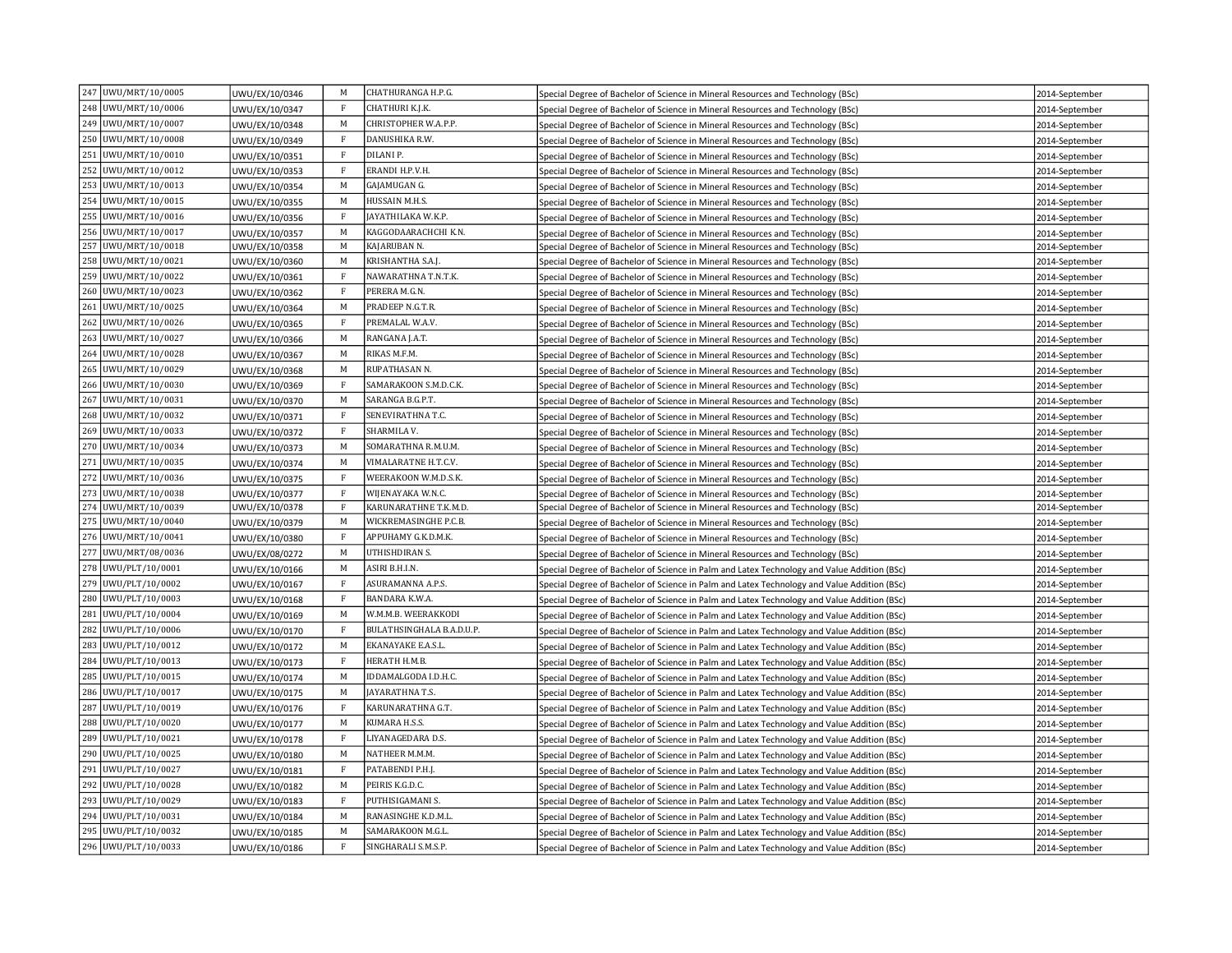| | | | | | | |
|---|---|---|---|---|---|---|
| 247 | UWU/MRT/10/0005 | UWU/EX/10/0346 | M | CHATHURANGA H.P.G. | Special Degree of Bachelor of Science in Mineral Resources and Technology (BSc) | 2014-September |
| 248 | UWU/MRT/10/0006 | UWU/EX/10/0347 | F | CHATHURI K.J.K. | Special Degree of Bachelor of Science in Mineral Resources and Technology (BSc) | 2014-September |
| 249 | UWU/MRT/10/0007 | UWU/EX/10/0348 | M | CHRISTOPHER W.A.P.P. | Special Degree of Bachelor of Science in Mineral Resources and Technology (BSc) | 2014-September |
| 250 | UWU/MRT/10/0008 | UWU/EX/10/0349 | F | DANUSHIKA R.W. | Special Degree of Bachelor of Science in Mineral Resources and Technology (BSc) | 2014-September |
| 251 | UWU/MRT/10/0010 | UWU/EX/10/0351 | F | DILANI P. | Special Degree of Bachelor of Science in Mineral Resources and Technology (BSc) | 2014-September |
| 252 | UWU/MRT/10/0012 | UWU/EX/10/0353 | F | ERANDI H.P.V.H. | Special Degree of Bachelor of Science in Mineral Resources and Technology (BSc) | 2014-September |
| 253 | UWU/MRT/10/0013 | UWU/EX/10/0354 | M | GAJAMUGAN G. | Special Degree of Bachelor of Science in Mineral Resources and Technology (BSc) | 2014-September |
| 254 | UWU/MRT/10/0015 | UWU/EX/10/0355 | M | HUSSAIN M.H.S. | Special Degree of Bachelor of Science in Mineral Resources and Technology (BSc) | 2014-September |
| 255 | UWU/MRT/10/0016 | UWU/EX/10/0356 | F | JAYATHILAKA W.K.P. | Special Degree of Bachelor of Science in Mineral Resources and Technology (BSc) | 2014-September |
| 256 | UWU/MRT/10/0017 | UWU/EX/10/0357 | M | KAGGODAARACHCHI K.N. | Special Degree of Bachelor of Science in Mineral Resources and Technology (BSc) | 2014-September |
| 257 | UWU/MRT/10/0018 | UWU/EX/10/0358 | M | KAJARUBAN N. | Special Degree of Bachelor of Science in Mineral Resources and Technology (BSc) | 2014-September |
| 258 | UWU/MRT/10/0021 | UWU/EX/10/0360 | M | KRISHANTHA S.A.J. | Special Degree of Bachelor of Science in Mineral Resources and Technology (BSc) | 2014-September |
| 259 | UWU/MRT/10/0022 | UWU/EX/10/0361 | F | NAWARATHNA T.N.T.K. | Special Degree of Bachelor of Science in Mineral Resources and Technology (BSc) | 2014-September |
| 260 | UWU/MRT/10/0023 | UWU/EX/10/0362 | F | PERERA M.G.N. | Special Degree of Bachelor of Science in Mineral Resources and Technology (BSc) | 2014-September |
| 261 | UWU/MRT/10/0025 | UWU/EX/10/0364 | M | PRADEEP N.G.T.R. | Special Degree of Bachelor of Science in Mineral Resources and Technology (BSc) | 2014-September |
| 262 | UWU/MRT/10/0026 | UWU/EX/10/0365 | F | PREMALAL W.A.V. | Special Degree of Bachelor of Science in Mineral Resources and Technology (BSc) | 2014-September |
| 263 | UWU/MRT/10/0027 | UWU/EX/10/0366 | M | RANGANA J.A.T. | Special Degree of Bachelor of Science in Mineral Resources and Technology (BSc) | 2014-September |
| 264 | UWU/MRT/10/0028 | UWU/EX/10/0367 | M | RIKAS M.F.M. | Special Degree of Bachelor of Science in Mineral Resources and Technology (BSc) | 2014-September |
| 265 | UWU/MRT/10/0029 | UWU/EX/10/0368 | M | RUPATHASAN N. | Special Degree of Bachelor of Science in Mineral Resources and Technology (BSc) | 2014-September |
| 266 | UWU/MRT/10/0030 | UWU/EX/10/0369 | F | SAMARAKOON S.M.D.C.K. | Special Degree of Bachelor of Science in Mineral Resources and Technology (BSc) | 2014-September |
| 267 | UWU/MRT/10/0031 | UWU/EX/10/0370 | M | SARANGA B.G.P.T. | Special Degree of Bachelor of Science in Mineral Resources and Technology (BSc) | 2014-September |
| 268 | UWU/MRT/10/0032 | UWU/EX/10/0371 | F | SENEVIRATHNA T.C. | Special Degree of Bachelor of Science in Mineral Resources and Technology (BSc) | 2014-September |
| 269 | UWU/MRT/10/0033 | UWU/EX/10/0372 | F | SHARMILA V. | Special Degree of Bachelor of Science in Mineral Resources and Technology (BSc) | 2014-September |
| 270 | UWU/MRT/10/0034 | UWU/EX/10/0373 | M | SOMARATHNA R.M.U.M. | Special Degree of Bachelor of Science in Mineral Resources and Technology (BSc) | 2014-September |
| 271 | UWU/MRT/10/0035 | UWU/EX/10/0374 | M | VIMALARATNE H.T.C.V. | Special Degree of Bachelor of Science in Mineral Resources and Technology (BSc) | 2014-September |
| 272 | UWU/MRT/10/0036 | UWU/EX/10/0375 | F | WEERAKOON W.M.D.S.K. | Special Degree of Bachelor of Science in Mineral Resources and Technology (BSc) | 2014-September |
| 273 | UWU/MRT/10/0038 | UWU/EX/10/0377 | F | WIJENAYAKA W.N.C. | Special Degree of Bachelor of Science in Mineral Resources and Technology (BSc) | 2014-September |
| 274 | UWU/MRT/10/0039 | UWU/EX/10/0378 | F | KARUNARATHNE T.K.M.D. | Special Degree of Bachelor of Science in Mineral Resources and Technology (BSc) | 2014-September |
| 275 | UWU/MRT/10/0040 | UWU/EX/10/0379 | M | WICKREMASINGHE P.C.B. | Special Degree of Bachelor of Science in Mineral Resources and Technology (BSc) | 2014-September |
| 276 | UWU/MRT/10/0041 | UWU/EX/10/0380 | F | APPUHAMY G.K.D.M.K. | Special Degree of Bachelor of Science in Mineral Resources and Technology (BSc) | 2014-September |
| 277 | UWU/MRT/08/0036 | UWU/EX/08/0272 | M | UTHISHDIRAN S. | Special Degree of Bachelor of Science in Mineral Resources and Technology (BSc) | 2014-September |
| 278 | UWU/PLT/10/0001 | UWU/EX/10/0166 | M | ASIRI B.H.I.N. | Special Degree of Bachelor of Science in Palm and Latex Technology and Value Addition (BSc) | 2014-September |
| 279 | UWU/PLT/10/0002 | UWU/EX/10/0167 | F | ASURAMANNA A.P.S. | Special Degree of Bachelor of Science in Palm and Latex Technology and Value Addition (BSc) | 2014-September |
| 280 | UWU/PLT/10/0003 | UWU/EX/10/0168 | F | BANDARA K.W.A. | Special Degree of Bachelor of Science in Palm and Latex Technology and Value Addition (BSc) | 2014-September |
| 281 | UWU/PLT/10/0004 | UWU/EX/10/0169 | M | W.M.M.B. WEERAKKODI | Special Degree of Bachelor of Science in Palm and Latex Technology and Value Addition (BSc) | 2014-September |
| 282 | UWU/PLT/10/0006 | UWU/EX/10/0170 | F | BULATHSINGHALA B.A.D.U.P. | Special Degree of Bachelor of Science in Palm and Latex Technology and Value Addition (BSc) | 2014-September |
| 283 | UWU/PLT/10/0012 | UWU/EX/10/0172 | M | EKANAYAKE E.A.S.L. | Special Degree of Bachelor of Science in Palm and Latex Technology and Value Addition (BSc) | 2014-September |
| 284 | UWU/PLT/10/0013 | UWU/EX/10/0173 | F | HERATH H.M.B. | Special Degree of Bachelor of Science in Palm and Latex Technology and Value Addition (BSc) | 2014-September |
| 285 | UWU/PLT/10/0015 | UWU/EX/10/0174 | M | IDDAMALGODA I.D.H.C. | Special Degree of Bachelor of Science in Palm and Latex Technology and Value Addition (BSc) | 2014-September |
| 286 | UWU/PLT/10/0017 | UWU/EX/10/0175 | M | JAYARATHNA T.S. | Special Degree of Bachelor of Science in Palm and Latex Technology and Value Addition (BSc) | 2014-September |
| 287 | UWU/PLT/10/0019 | UWU/EX/10/0176 | F | KARUNARATHNA G.T. | Special Degree of Bachelor of Science in Palm and Latex Technology and Value Addition (BSc) | 2014-September |
| 288 | UWU/PLT/10/0020 | UWU/EX/10/0177 | M | KUMARA H.S.S. | Special Degree of Bachelor of Science in Palm and Latex Technology and Value Addition (BSc) | 2014-September |
| 289 | UWU/PLT/10/0021 | UWU/EX/10/0178 | F | LIYANAGEDARA D.S. | Special Degree of Bachelor of Science in Palm and Latex Technology and Value Addition (BSc) | 2014-September |
| 290 | UWU/PLT/10/0025 | UWU/EX/10/0180 | M | NATHEER M.M.M. | Special Degree of Bachelor of Science in Palm and Latex Technology and Value Addition (BSc) | 2014-September |
| 291 | UWU/PLT/10/0027 | UWU/EX/10/0181 | F | PATABENDI P.H.J. | Special Degree of Bachelor of Science in Palm and Latex Technology and Value Addition (BSc) | 2014-September |
| 292 | UWU/PLT/10/0028 | UWU/EX/10/0182 | M | PEIRIS K.G.D.C. | Special Degree of Bachelor of Science in Palm and Latex Technology and Value Addition (BSc) | 2014-September |
| 293 | UWU/PLT/10/0029 | UWU/EX/10/0183 | F | PUTHISIGAMANI S. | Special Degree of Bachelor of Science in Palm and Latex Technology and Value Addition (BSc) | 2014-September |
| 294 | UWU/PLT/10/0031 | UWU/EX/10/0184 | M | RANASINGHE K.D.M.L. | Special Degree of Bachelor of Science in Palm and Latex Technology and Value Addition (BSc) | 2014-September |
| 295 | UWU/PLT/10/0032 | UWU/EX/10/0185 | M | SAMARAKOON M.G.L. | Special Degree of Bachelor of Science in Palm and Latex Technology and Value Addition (BSc) | 2014-September |
| 296 | UWU/PLT/10/0033 | UWU/EX/10/0186 | F | SINGHARALI S.M.S.P. | Special Degree of Bachelor of Science in Palm and Latex Technology and Value Addition (BSc) | 2014-September |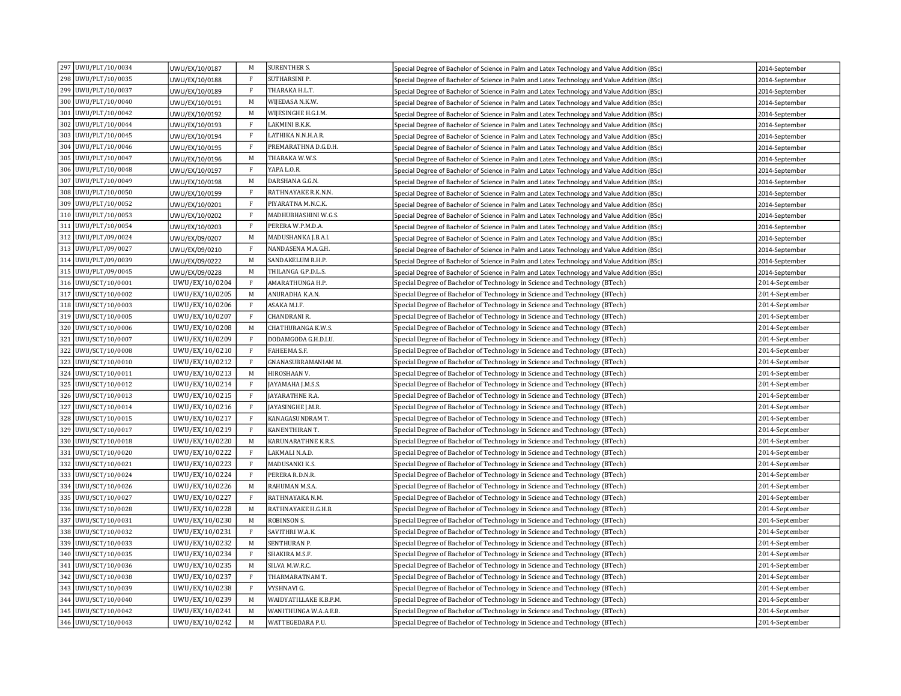| | | | | | | |
|---|---|---|---|---|---|---|
| 297 | UWU/PLT/10/0034 | UWU/EX/10/0187 | M | SURENTHER S. | Special Degree of Bachelor of Science in Palm and Latex Technology and Value Addition (BSc) | 2014-September |
| 298 | UWU/PLT/10/0035 | UWU/EX/10/0188 | F | SUTHARSINI P. | Special Degree of Bachelor of Science in Palm and Latex Technology and Value Addition (BSc) | 2014-September |
| 299 | UWU/PLT/10/0037 | UWU/EX/10/0189 | F | THARAKA H.L.T. | Special Degree of Bachelor of Science in Palm and Latex Technology and Value Addition (BSc) | 2014-September |
| 300 | UWU/PLT/10/0040 | UWU/EX/10/0191 | M | WIJEDASA N.K.W. | Special Degree of Bachelor of Science in Palm and Latex Technology and Value Addition (BSc) | 2014-September |
| 301 | UWU/PLT/10/0042 | UWU/EX/10/0192 | M | WIJESINGHE H.G.I.M. | Special Degree of Bachelor of Science in Palm and Latex Technology and Value Addition (BSc) | 2014-September |
| 302 | UWU/PLT/10/0044 | UWU/EX/10/0193 | F | LAKMINI B.K.K. | Special Degree of Bachelor of Science in Palm and Latex Technology and Value Addition (BSc) | 2014-September |
| 303 | UWU/PLT/10/0045 | UWU/EX/10/0194 | F | LATHIKA N.N.H.A.R. | Special Degree of Bachelor of Science in Palm and Latex Technology and Value Addition (BSc) | 2014-September |
| 304 | UWU/PLT/10/0046 | UWU/EX/10/0195 | F | PREMARATHNA D.G.D.H. | Special Degree of Bachelor of Science in Palm and Latex Technology and Value Addition (BSc) | 2014-September |
| 305 | UWU/PLT/10/0047 | UWU/EX/10/0196 | M | THARAKA W.W.S. | Special Degree of Bachelor of Science in Palm and Latex Technology and Value Addition (BSc) | 2014-September |
| 306 | UWU/PLT/10/0048 | UWU/EX/10/0197 | F | YAPA L.O.R. | Special Degree of Bachelor of Science in Palm and Latex Technology and Value Addition (BSc) | 2014-September |
| 307 | UWU/PLT/10/0049 | UWU/EX/10/0198 | M | DARSHANA G.G.N. | Special Degree of Bachelor of Science in Palm and Latex Technology and Value Addition (BSc) | 2014-September |
| 308 | UWU/PLT/10/0050 | UWU/EX/10/0199 | F | RATHNAYAKE R.K.N.N. | Special Degree of Bachelor of Science in Palm and Latex Technology and Value Addition (BSc) | 2014-September |
| 309 | UWU/PLT/10/0052 | UWU/EX/10/0201 | F | PIYARATNA M.N.C.K. | Special Degree of Bachelor of Science in Palm and Latex Technology and Value Addition (BSc) | 2014-September |
| 310 | UWU/PLT/10/0053 | UWU/EX/10/0202 | F | MADHUBHASHINI W.G.S. | Special Degree of Bachelor of Science in Palm and Latex Technology and Value Addition (BSc) | 2014-September |
| 311 | UWU/PLT/10/0054 | UWU/EX/10/0203 | F | PERERA W.P.M.D.A. | Special Degree of Bachelor of Science in Palm and Latex Technology and Value Addition (BSc) | 2014-September |
| 312 | UWU/PLT/09/0024 | UWU/EX/09/0207 | M | MADUSHANKA J.B.A.I. | Special Degree of Bachelor of Science in Palm and Latex Technology and Value Addition (BSc) | 2014-September |
| 313 | UWU/PLT/09/0027 | UWU/EX/09/0210 | F | NANDASENA M.A.G.H. | Special Degree of Bachelor of Science in Palm and Latex Technology and Value Addition (BSc) | 2014-September |
| 314 | UWU/PLT/09/0039 | UWU/EX/09/0222 | M | SANDAKELUM R.H.P. | Special Degree of Bachelor of Science in Palm and Latex Technology and Value Addition (BSc) | 2014-September |
| 315 | UWU/PLT/09/0045 | UWU/EX/09/0228 | M | THILANGA G.P.D.L.S. | Special Degree of Bachelor of Science in Palm and Latex Technology and Value Addition (BSc) | 2014-September |
| 316 | UWU/SCT/10/0001 | UWU/EX/10/0204 | F | AMARATHUNGA H.P. | Special Degree of Bachelor of Technology in Science and Technology (BTech) | 2014-September |
| 317 | UWU/SCT/10/0002 | UWU/EX/10/0205 | M | ANURADHA K.A.N. | Special Degree of Bachelor of Technology in Science and Technology (BTech) | 2014-September |
| 318 | UWU/SCT/10/0003 | UWU/EX/10/0206 | F | ASAKA M.I.F. | Special Degree of Bachelor of Technology in Science and Technology (BTech) | 2014-September |
| 319 | UWU/SCT/10/0005 | UWU/EX/10/0207 | F | CHANDRANI R. | Special Degree of Bachelor of Technology in Science and Technology (BTech) | 2014-September |
| 320 | UWU/SCT/10/0006 | UWU/EX/10/0208 | M | CHATHURANGA K.W.S. | Special Degree of Bachelor of Technology in Science and Technology (BTech) | 2014-September |
| 321 | UWU/SCT/10/0007 | UWU/EX/10/0209 | F | DODAMGODA G.H.D.I.U. | Special Degree of Bachelor of Technology in Science and Technology (BTech) | 2014-September |
| 322 | UWU/SCT/10/0008 | UWU/EX/10/0210 | F | FAHEEMA S.F. | Special Degree of Bachelor of Technology in Science and Technology (BTech) | 2014-September |
| 323 | UWU/SCT/10/0010 | UWU/EX/10/0212 | F | GNANASUBRAMANIAM M. | Special Degree of Bachelor of Technology in Science and Technology (BTech) | 2014-September |
| 324 | UWU/SCT/10/0011 | UWU/EX/10/0213 | M | HIROSHAAN V. | Special Degree of Bachelor of Technology in Science and Technology (BTech) | 2014-September |
| 325 | UWU/SCT/10/0012 | UWU/EX/10/0214 | F | JAYAMAHA J.M.S.S. | Special Degree of Bachelor of Technology in Science and Technology (BTech) | 2014-September |
| 326 | UWU/SCT/10/0013 | UWU/EX/10/0215 | F | JAYARATHNE R.A. | Special Degree of Bachelor of Technology in Science and Technology (BTech) | 2014-September |
| 327 | UWU/SCT/10/0014 | UWU/EX/10/0216 | F | JAYASINGHE J.M.R. | Special Degree of Bachelor of Technology in Science and Technology (BTech) | 2014-September |
| 328 | UWU/SCT/10/0015 | UWU/EX/10/0217 | F | KANAGASUNDRAM T. | Special Degree of Bachelor of Technology in Science and Technology (BTech) | 2014-September |
| 329 | UWU/SCT/10/0017 | UWU/EX/10/0219 | F | KANENTHIRAN T. | Special Degree of Bachelor of Technology in Science and Technology (BTech) | 2014-September |
| 330 | UWU/SCT/10/0018 | UWU/EX/10/0220 | M | KARUNARATHNE K.R.S. | Special Degree of Bachelor of Technology in Science and Technology (BTech) | 2014-September |
| 331 | UWU/SCT/10/0020 | UWU/EX/10/0222 | F | LAKMALI N.A.D. | Special Degree of Bachelor of Technology in Science and Technology (BTech) | 2014-September |
| 332 | UWU/SCT/10/0021 | UWU/EX/10/0223 | F | MADUSANKI K.S. | Special Degree of Bachelor of Technology in Science and Technology (BTech) | 2014-September |
| 333 | UWU/SCT/10/0024 | UWU/EX/10/0224 | F | PERERA R.D.N.R. | Special Degree of Bachelor of Technology in Science and Technology (BTech) | 2014-September |
| 334 | UWU/SCT/10/0026 | UWU/EX/10/0226 | M | RAHUMAN M.S.A. | Special Degree of Bachelor of Technology in Science and Technology (BTech) | 2014-September |
| 335 | UWU/SCT/10/0027 | UWU/EX/10/0227 | F | RATHNAYAKA N.M. | Special Degree of Bachelor of Technology in Science and Technology (BTech) | 2014-September |
| 336 | UWU/SCT/10/0028 | UWU/EX/10/0228 | M | RATHNAYAKE H.G.H.B. | Special Degree of Bachelor of Technology in Science and Technology (BTech) | 2014-September |
| 337 | UWU/SCT/10/0031 | UWU/EX/10/0230 | M | ROBINSON S. | Special Degree of Bachelor of Technology in Science and Technology (BTech) | 2014-September |
| 338 | UWU/SCT/10/0032 | UWU/EX/10/0231 | F | SAVITHRI W.A.K. | Special Degree of Bachelor of Technology in Science and Technology (BTech) | 2014-September |
| 339 | UWU/SCT/10/0033 | UWU/EX/10/0232 | M | SENTHURAN P. | Special Degree of Bachelor of Technology in Science and Technology (BTech) | 2014-September |
| 340 | UWU/SCT/10/0035 | UWU/EX/10/0234 | F | SHAKIRA M.S.F. | Special Degree of Bachelor of Technology in Science and Technology (BTech) | 2014-September |
| 341 | UWU/SCT/10/0036 | UWU/EX/10/0235 | M | SILVA M.W.R.C. | Special Degree of Bachelor of Technology in Science and Technology (BTech) | 2014-September |
| 342 | UWU/SCT/10/0038 | UWU/EX/10/0237 | F | THARMARATNAM T. | Special Degree of Bachelor of Technology in Science and Technology (BTech) | 2014-September |
| 343 | UWU/SCT/10/0039 | UWU/EX/10/0238 | F | VYSHNAVI G. | Special Degree of Bachelor of Technology in Science and Technology (BTech) | 2014-September |
| 344 | UWU/SCT/10/0040 | UWU/EX/10/0239 | M | WAIDYATILLAKE K.B.P.M. | Special Degree of Bachelor of Technology in Science and Technology (BTech) | 2014-September |
| 345 | UWU/SCT/10/0042 | UWU/EX/10/0241 | M | WANITHUNGA W.A.A.E.B. | Special Degree of Bachelor of Technology in Science and Technology (BTech) | 2014-September |
| 346 | UWU/SCT/10/0043 | UWU/EX/10/0242 | M | WATTEGEDARA P.U. | Special Degree of Bachelor of Technology in Science and Technology (BTech) | 2014-September |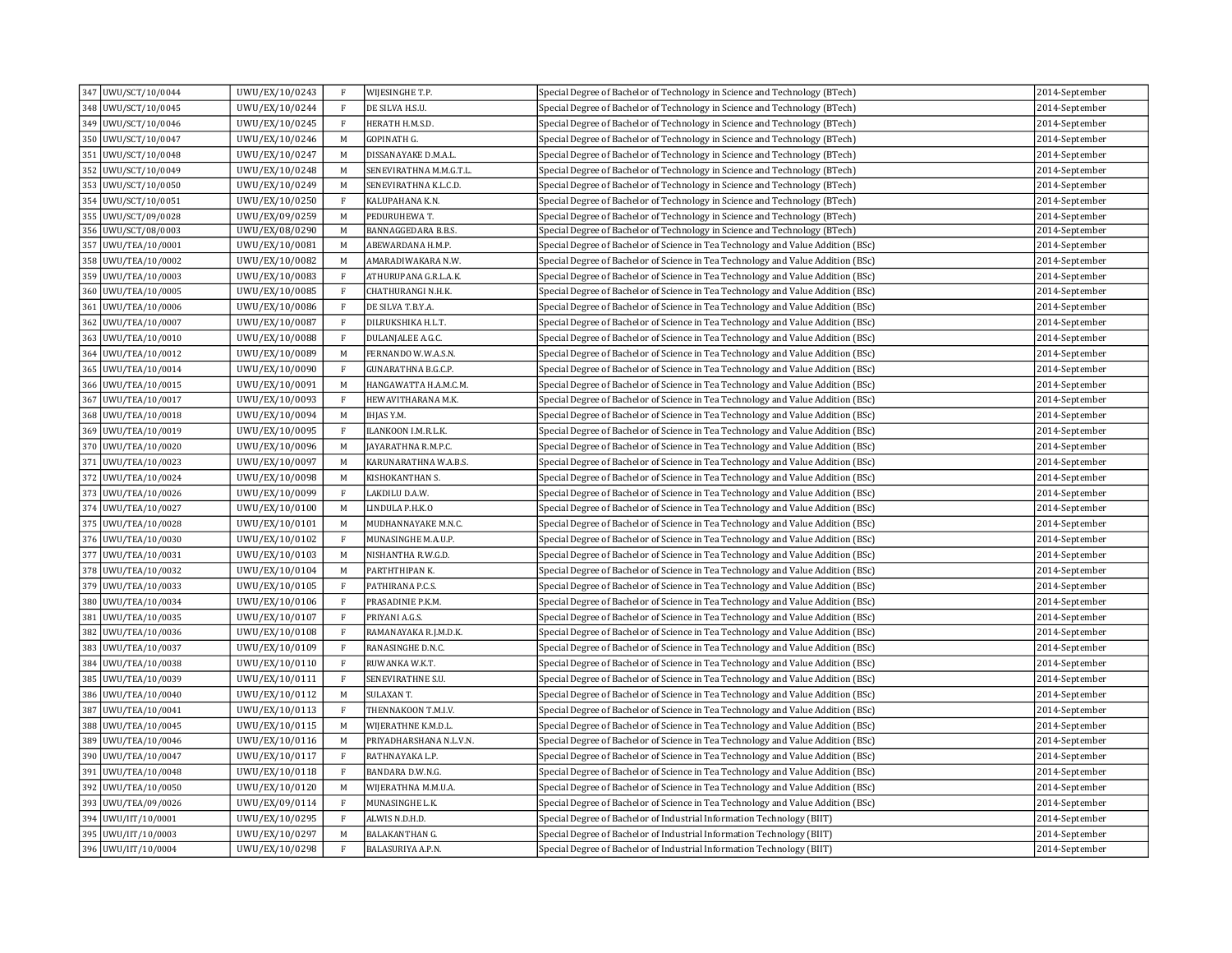| 347 | UWU/SCT/10/0044 | UWU/EX/10/0243 | F | WIJESINGHE T.P. | Special Degree of Bachelor of Technology in Science and Technology (BTech) | 2014-September |
|---|---|---|---|---|---|---|
| 348 | UWU/SCT/10/0045 | UWU/EX/10/0244 | F | DE SILVA H.S.U. | Special Degree of Bachelor of Technology in Science and Technology (BTech) | 2014-September |
| 349 | UWU/SCT/10/0046 | UWU/EX/10/0245 | F | HERATH H.M.S.D. | Special Degree of Bachelor of Technology in Science and Technology (BTech) | 2014-September |
| 350 | UWU/SCT/10/0047 | UWU/EX/10/0246 | M | GOPINATH G. | Special Degree of Bachelor of Technology in Science and Technology (BTech) | 2014-September |
| 351 | UWU/SCT/10/0048 | UWU/EX/10/0247 | M | DISSANAYAKE D.M.A.L. | Special Degree of Bachelor of Technology in Science and Technology (BTech) | 2014-September |
| 352 | UWU/SCT/10/0049 | UWU/EX/10/0248 | M | SENEVIRATHNA M.M.G.T.L. | Special Degree of Bachelor of Technology in Science and Technology (BTech) | 2014-September |
| 353 | UWU/SCT/10/0050 | UWU/EX/10/0249 | M | SENEVIRATHNA K.L.C.D. | Special Degree of Bachelor of Technology in Science and Technology (BTech) | 2014-September |
| 354 | UWU/SCT/10/0051 | UWU/EX/10/0250 | F | KALUPAHANA K.N. | Special Degree of Bachelor of Technology in Science and Technology (BTech) | 2014-September |
| 355 | UWU/SCT/09/0028 | UWU/EX/09/0259 | M | PEDURUHEWA T. | Special Degree of Bachelor of Technology in Science and Technology (BTech) | 2014-September |
| 356 | UWU/SCT/08/0003 | UWU/EX/08/0290 | M | BANNAGGEDARA B.B.S. | Special Degree of Bachelor of Technology in Science and Technology (BTech) | 2014-September |
| 357 | UWU/TEA/10/0001 | UWU/EX/10/0081 | M | ABEWARDANA H.M.P. | Special Degree of Bachelor of Science in Tea Technology and Value Addition (BSc) | 2014-September |
| 358 | UWU/TEA/10/0002 | UWU/EX/10/0082 | M | AMARADIWAKARA N.W. | Special Degree of Bachelor of Science in Tea Technology and Value Addition (BSc) | 2014-September |
| 359 | UWU/TEA/10/0003 | UWU/EX/10/0083 | F | ATHURUPANA G.R.L.A.K. | Special Degree of Bachelor of Science in Tea Technology and Value Addition (BSc) | 2014-September |
| 360 | UWU/TEA/10/0005 | UWU/EX/10/0085 | F | CHATHURANGI N.H.K. | Special Degree of Bachelor of Science in Tea Technology and Value Addition (BSc) | 2014-September |
| 361 | UWU/TEA/10/0006 | UWU/EX/10/0086 | F | DE SILVA T.B.Y.A. | Special Degree of Bachelor of Science in Tea Technology and Value Addition (BSc) | 2014-September |
| 362 | UWU/TEA/10/0007 | UWU/EX/10/0087 | F | DILRUKSHIKA H.L.T. | Special Degree of Bachelor of Science in Tea Technology and Value Addition (BSc) | 2014-September |
| 363 | UWU/TEA/10/0010 | UWU/EX/10/0088 | F | DULANJALEE A.G.C. | Special Degree of Bachelor of Science in Tea Technology and Value Addition (BSc) | 2014-September |
| 364 | UWU/TEA/10/0012 | UWU/EX/10/0089 | M | FERNANDO W.W.A.S.N. | Special Degree of Bachelor of Science in Tea Technology and Value Addition (BSc) | 2014-September |
| 365 | UWU/TEA/10/0014 | UWU/EX/10/0090 | F | GUNARATHNA B.G.C.P. | Special Degree of Bachelor of Science in Tea Technology and Value Addition (BSc) | 2014-September |
| 366 | UWU/TEA/10/0015 | UWU/EX/10/0091 | M | HANGAWATTA H.A.M.C.M. | Special Degree of Bachelor of Science in Tea Technology and Value Addition (BSc) | 2014-September |
| 367 | UWU/TEA/10/0017 | UWU/EX/10/0093 | F | HEWAVITHARANA M.K. | Special Degree of Bachelor of Science in Tea Technology and Value Addition (BSc) | 2014-September |
| 368 | UWU/TEA/10/0018 | UWU/EX/10/0094 | M | IHJAS Y.M. | Special Degree of Bachelor of Science in Tea Technology and Value Addition (BSc) | 2014-September |
| 369 | UWU/TEA/10/0019 | UWU/EX/10/0095 | F | ILANKOON I.M.R.L.K. | Special Degree of Bachelor of Science in Tea Technology and Value Addition (BSc) | 2014-September |
| 370 | UWU/TEA/10/0020 | UWU/EX/10/0096 | M | JAYARATHNA R.M.P.C. | Special Degree of Bachelor of Science in Tea Technology and Value Addition (BSc) | 2014-September |
| 371 | UWU/TEA/10/0023 | UWU/EX/10/0097 | M | KARUNARATHNA W.A.B.S. | Special Degree of Bachelor of Science in Tea Technology and Value Addition (BSc) | 2014-September |
| 372 | UWU/TEA/10/0024 | UWU/EX/10/0098 | M | KISHOKANTHAN S. | Special Degree of Bachelor of Science in Tea Technology and Value Addition (BSc) | 2014-September |
| 373 | UWU/TEA/10/0026 | UWU/EX/10/0099 | F | LAKDILU D.A.W. | Special Degree of Bachelor of Science in Tea Technology and Value Addition (BSc) | 2014-September |
| 374 | UWU/TEA/10/0027 | UWU/EX/10/0100 | M | LINDULA P.H.K.O | Special Degree of Bachelor of Science in Tea Technology and Value Addition (BSc) | 2014-September |
| 375 | UWU/TEA/10/0028 | UWU/EX/10/0101 | M | MUDHANNAYAKE M.N.C. | Special Degree of Bachelor of Science in Tea Technology and Value Addition (BSc) | 2014-September |
| 376 | UWU/TEA/10/0030 | UWU/EX/10/0102 | F | MUNASINGHE M.A.U.P. | Special Degree of Bachelor of Science in Tea Technology and Value Addition (BSc) | 2014-September |
| 377 | UWU/TEA/10/0031 | UWU/EX/10/0103 | M | NISHANTHA R.W.G.D. | Special Degree of Bachelor of Science in Tea Technology and Value Addition (BSc) | 2014-September |
| 378 | UWU/TEA/10/0032 | UWU/EX/10/0104 | M | PARTHTHIPAN K. | Special Degree of Bachelor of Science in Tea Technology and Value Addition (BSc) | 2014-September |
| 379 | UWU/TEA/10/0033 | UWU/EX/10/0105 | F | PATHIRANA P.C.S. | Special Degree of Bachelor of Science in Tea Technology and Value Addition (BSc) | 2014-September |
| 380 | UWU/TEA/10/0034 | UWU/EX/10/0106 | F | PRASADINIE P.K.M. | Special Degree of Bachelor of Science in Tea Technology and Value Addition (BSc) | 2014-September |
| 381 | UWU/TEA/10/0035 | UWU/EX/10/0107 | F | PRIYANI A.G.S. | Special Degree of Bachelor of Science in Tea Technology and Value Addition (BSc) | 2014-September |
| 382 | UWU/TEA/10/0036 | UWU/EX/10/0108 | F | RAMANAYAKA R.J.M.D.K. | Special Degree of Bachelor of Science in Tea Technology and Value Addition (BSc) | 2014-September |
| 383 | UWU/TEA/10/0037 | UWU/EX/10/0109 | F | RANASINGHE D.N.C. | Special Degree of Bachelor of Science in Tea Technology and Value Addition (BSc) | 2014-September |
| 384 | UWU/TEA/10/0038 | UWU/EX/10/0110 | F | RUWANKA W.K.T. | Special Degree of Bachelor of Science in Tea Technology and Value Addition (BSc) | 2014-September |
| 385 | UWU/TEA/10/0039 | UWU/EX/10/0111 | F | SENEVIRATHNE S.U. | Special Degree of Bachelor of Science in Tea Technology and Value Addition (BSc) | 2014-September |
| 386 | UWU/TEA/10/0040 | UWU/EX/10/0112 | M | SULAXAN T. | Special Degree of Bachelor of Science in Tea Technology and Value Addition (BSc) | 2014-September |
| 387 | UWU/TEA/10/0041 | UWU/EX/10/0113 | F | THENNAKOON T.M.I.V. | Special Degree of Bachelor of Science in Tea Technology and Value Addition (BSc) | 2014-September |
| 388 | UWU/TEA/10/0045 | UWU/EX/10/0115 | M | WIJERATHNE K.M.D.L. | Special Degree of Bachelor of Science in Tea Technology and Value Addition (BSc) | 2014-September |
| 389 | UWU/TEA/10/0046 | UWU/EX/10/0116 | M | PRIYADHARSHANA N.L.V.N. | Special Degree of Bachelor of Science in Tea Technology and Value Addition (BSc) | 2014-September |
| 390 | UWU/TEA/10/0047 | UWU/EX/10/0117 | F | RATHNAYAKA L.P. | Special Degree of Bachelor of Science in Tea Technology and Value Addition (BSc) | 2014-September |
| 391 | UWU/TEA/10/0048 | UWU/EX/10/0118 | F | BANDARA D.W.N.G. | Special Degree of Bachelor of Science in Tea Technology and Value Addition (BSc) | 2014-September |
| 392 | UWU/TEA/10/0050 | UWU/EX/10/0120 | M | WIJERATHNA M.M.U.A. | Special Degree of Bachelor of Science in Tea Technology and Value Addition (BSc) | 2014-September |
| 393 | UWU/TEA/09/0026 | UWU/EX/09/0114 | F | MUNASINGHE L.K. | Special Degree of Bachelor of Science in Tea Technology and Value Addition (BSc) | 2014-September |
| 394 | UWU/IIT/10/0001 | UWU/EX/10/0295 | F | ALWIS N.D.H.D. | Special Degree of Bachelor of Industrial Information Technology (BIIT) | 2014-September |
| 395 | UWU/IIT/10/0003 | UWU/EX/10/0297 | M | BALAKANTHAN G. | Special Degree of Bachelor of Industrial Information Technology (BIIT) | 2014-September |
| 396 | UWU/IIT/10/0004 | UWU/EX/10/0298 | F | BALASURIYA A.P.N. | Special Degree of Bachelor of Industrial Information Technology (BIIT) | 2014-September |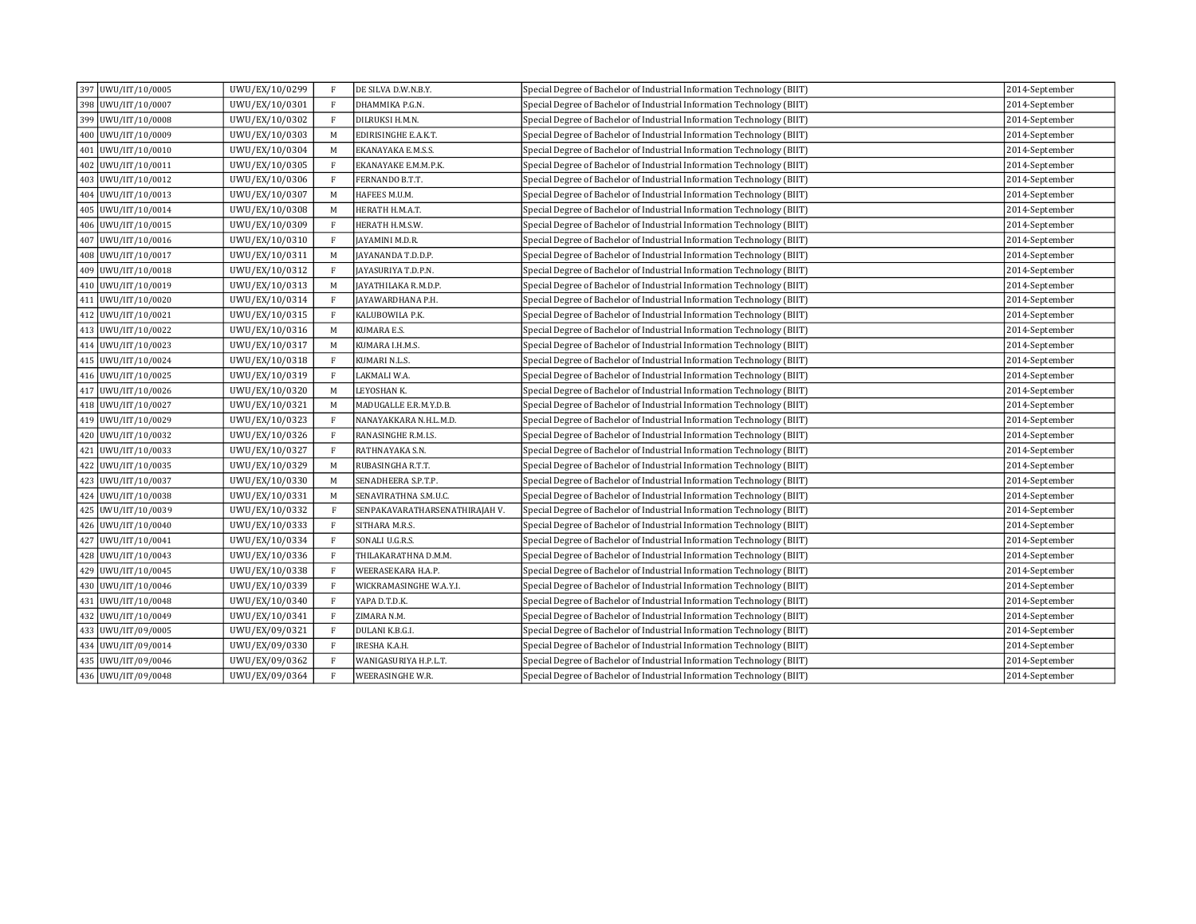| | | | | | | |
|---|---|---|---|---|---|---|
| 397 | UWU/IIT/10/0005 | UWU/EX/10/0299 | F | DE SILVA D.W.N.B.Y. | Special Degree of Bachelor of Industrial Information Technology (BIIT) | 2014-September |
| 398 | UWU/IIT/10/0007 | UWU/EX/10/0301 | F | DHAMMIKA P.G.N. | Special Degree of Bachelor of Industrial Information Technology (BIIT) | 2014-September |
| 399 | UWU/IIT/10/0008 | UWU/EX/10/0302 | F | DILRUKSI H.M.N. | Special Degree of Bachelor of Industrial Information Technology (BIIT) | 2014-September |
| 400 | UWU/IIT/10/0009 | UWU/EX/10/0303 | M | EDIRISINGHE E.A.K.T. | Special Degree of Bachelor of Industrial Information Technology (BIIT) | 2014-September |
| 401 | UWU/IIT/10/0010 | UWU/EX/10/0304 | M | EKANAYAKA E.M.S.S. | Special Degree of Bachelor of Industrial Information Technology (BIIT) | 2014-September |
| 402 | UWU/IIT/10/0011 | UWU/EX/10/0305 | F | EKANAYAKE E.M.M.P.K. | Special Degree of Bachelor of Industrial Information Technology (BIIT) | 2014-September |
| 403 | UWU/IIT/10/0012 | UWU/EX/10/0306 | F | FERNANDO B.T.T. | Special Degree of Bachelor of Industrial Information Technology (BIIT) | 2014-September |
| 404 | UWU/IIT/10/0013 | UWU/EX/10/0307 | M | HAFEES M.U.M. | Special Degree of Bachelor of Industrial Information Technology (BIIT) | 2014-September |
| 405 | UWU/IIT/10/0014 | UWU/EX/10/0308 | M | HERATH H.M.A.T. | Special Degree of Bachelor of Industrial Information Technology (BIIT) | 2014-September |
| 406 | UWU/IIT/10/0015 | UWU/EX/10/0309 | F | HERATH H.M.S.W. | Special Degree of Bachelor of Industrial Information Technology (BIIT) | 2014-September |
| 407 | UWU/IIT/10/0016 | UWU/EX/10/0310 | F | JAYAMINI M.D.R. | Special Degree of Bachelor of Industrial Information Technology (BIIT) | 2014-September |
| 408 | UWU/IIT/10/0017 | UWU/EX/10/0311 | M | JAYANANDA T.D.D.P. | Special Degree of Bachelor of Industrial Information Technology (BIIT) | 2014-September |
| 409 | UWU/IIT/10/0018 | UWU/EX/10/0312 | F | JAYASURIYA T.D.P.N. | Special Degree of Bachelor of Industrial Information Technology (BIIT) | 2014-September |
| 410 | UWU/IIT/10/0019 | UWU/EX/10/0313 | M | JAYATHILAKA R.M.D.P. | Special Degree of Bachelor of Industrial Information Technology (BIIT) | 2014-September |
| 411 | UWU/IIT/10/0020 | UWU/EX/10/0314 | F | JAYAWARDHANA P.H. | Special Degree of Bachelor of Industrial Information Technology (BIIT) | 2014-September |
| 412 | UWU/IIT/10/0021 | UWU/EX/10/0315 | F | KALUBOWILA P.K. | Special Degree of Bachelor of Industrial Information Technology (BIIT) | 2014-September |
| 413 | UWU/IIT/10/0022 | UWU/EX/10/0316 | M | KUMARA E.S. | Special Degree of Bachelor of Industrial Information Technology (BIIT) | 2014-September |
| 414 | UWU/IIT/10/0023 | UWU/EX/10/0317 | M | KUMARA I.H.M.S. | Special Degree of Bachelor of Industrial Information Technology (BIIT) | 2014-September |
| 415 | UWU/IIT/10/0024 | UWU/EX/10/0318 | F | KUMARI N.L.S. | Special Degree of Bachelor of Industrial Information Technology (BIIT) | 2014-September |
| 416 | UWU/IIT/10/0025 | UWU/EX/10/0319 | F | LAKMALI W.A. | Special Degree of Bachelor of Industrial Information Technology (BIIT) | 2014-September |
| 417 | UWU/IIT/10/0026 | UWU/EX/10/0320 | M | LEYOSHAN K. | Special Degree of Bachelor of Industrial Information Technology (BIIT) | 2014-September |
| 418 | UWU/IIT/10/0027 | UWU/EX/10/0321 | M | MADUGALLE E.R.M.Y.D.B. | Special Degree of Bachelor of Industrial Information Technology (BIIT) | 2014-September |
| 419 | UWU/IIT/10/0029 | UWU/EX/10/0323 | F | NANAYAKKARA N.H.L.M.D. | Special Degree of Bachelor of Industrial Information Technology (BIIT) | 2014-September |
| 420 | UWU/IIT/10/0032 | UWU/EX/10/0326 | F | RANASINGHE R.M.I.S. | Special Degree of Bachelor of Industrial Information Technology (BIIT) | 2014-September |
| 421 | UWU/IIT/10/0033 | UWU/EX/10/0327 | F | RATHNAYAKA S.N. | Special Degree of Bachelor of Industrial Information Technology (BIIT) | 2014-September |
| 422 | UWU/IIT/10/0035 | UWU/EX/10/0329 | M | RUBASINGHA R.T.T. | Special Degree of Bachelor of Industrial Information Technology (BIIT) | 2014-September |
| 423 | UWU/IIT/10/0037 | UWU/EX/10/0330 | M | SENADHEERA S.P.T.P. | Special Degree of Bachelor of Industrial Information Technology (BIIT) | 2014-September |
| 424 | UWU/IIT/10/0038 | UWU/EX/10/0331 | M | SENAVIRATHNA S.M.U.C. | Special Degree of Bachelor of Industrial Information Technology (BIIT) | 2014-September |
| 425 | UWU/IIT/10/0039 | UWU/EX/10/0332 | F | SENPAKAVARATHARSENATHIRAJAH V. | Special Degree of Bachelor of Industrial Information Technology (BIIT) | 2014-September |
| 426 | UWU/IIT/10/0040 | UWU/EX/10/0333 | F | SITHARA M.R.S. | Special Degree of Bachelor of Industrial Information Technology (BIIT) | 2014-September |
| 427 | UWU/IIT/10/0041 | UWU/EX/10/0334 | F | SONALI U.G.R.S. | Special Degree of Bachelor of Industrial Information Technology (BIIT) | 2014-September |
| 428 | UWU/IIT/10/0043 | UWU/EX/10/0336 | F | THILAKARATHNA D.M.M. | Special Degree of Bachelor of Industrial Information Technology (BIIT) | 2014-September |
| 429 | UWU/IIT/10/0045 | UWU/EX/10/0338 | F | WEERASEKARA H.A.P. | Special Degree of Bachelor of Industrial Information Technology (BIIT) | 2014-September |
| 430 | UWU/IIT/10/0046 | UWU/EX/10/0339 | F | WICKRAMASINGHE W.A.Y.I. | Special Degree of Bachelor of Industrial Information Technology (BIIT) | 2014-September |
| 431 | UWU/IIT/10/0048 | UWU/EX/10/0340 | F | YAPA D.T.D.K. | Special Degree of Bachelor of Industrial Information Technology (BIIT) | 2014-September |
| 432 | UWU/IIT/10/0049 | UWU/EX/10/0341 | F | ZIMARA N.M. | Special Degree of Bachelor of Industrial Information Technology (BIIT) | 2014-September |
| 433 | UWU/IIT/09/0005 | UWU/EX/09/0321 | F | DULANI K.B.G.I. | Special Degree of Bachelor of Industrial Information Technology (BIIT) | 2014-September |
| 434 | UWU/IIT/09/0014 | UWU/EX/09/0330 | F | IRESHA K.A.H. | Special Degree of Bachelor of Industrial Information Technology (BIIT) | 2014-September |
| 435 | UWU/IIT/09/0046 | UWU/EX/09/0362 | F | WANIGASURIYA H.P.L.T. | Special Degree of Bachelor of Industrial Information Technology (BIIT) | 2014-September |
| 436 | UWU/IIT/09/0048 | UWU/EX/09/0364 | F | WEERASINGHE W.R. | Special Degree of Bachelor of Industrial Information Technology (BIIT) | 2014-September |